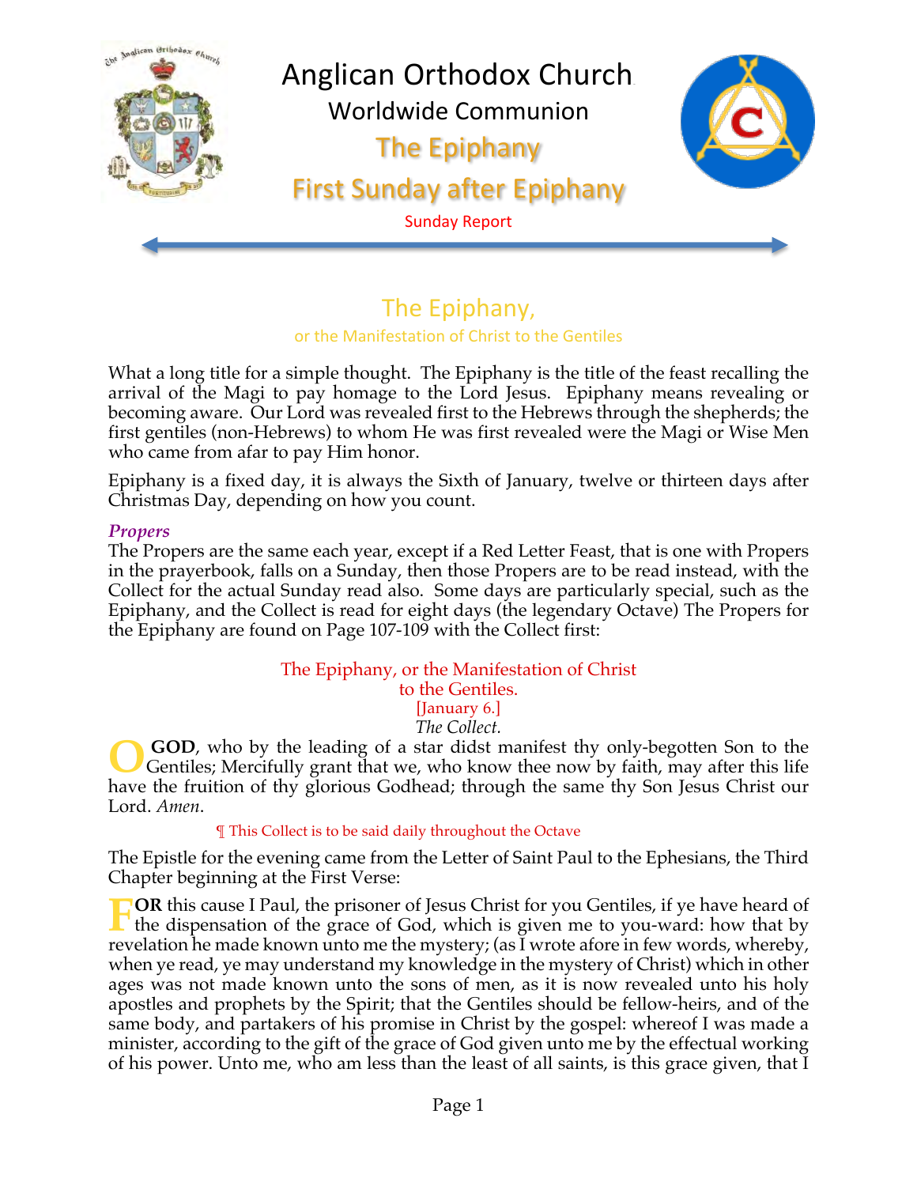# Anglican Orthodox Church

## Worldwide Communion

## The Epiphany

## First Sunday after Epiphany

Sunday Report

## The Epiphany,

or the Manifestation of Christ to the Gentiles

What a long title for a simple thought. The Epiphany is the title of the feast recalling the arrival of the Magi to pay homage to the Lord Jesus. Epiphany means revealing or becoming aware. Our Lord was revealed first to the Hebrews through the shepherds; the first gentiles (non-Hebrews) to whom He was first revealed were the Magi or Wise Men who came from afar to pay Him honor.

Epiphany is a fixed day, it is always the Sixth of January, twelve or thirteen days after Christmas Day, depending on how you count.

***Propers***

The Propers are the same each year, except if a Red Letter Feast, that is one with Propers in the prayerbook, falls on a Sunday, then those Propers are to be read instead, with the Collect for the actual Sunday read also. Some days are particularly special, such as the Epiphany, and the Collect is read for eight days (the legendary Octave) The Propers for the Epiphany are found on Page 107-109 with the Collect first:

The Epiphany, or the Manifestation of Christ to the Gentiles.

[January 6.]

*The Collect.*

O **GOD**, who by the leading of a star didst manifest thy only-begotten Son to the Gentiles; Mercifully grant that we, who know thee now by faith, may after this life have the fruition of thy glorious Godhead; through the same thy Son Jesus Christ our Lord. *Amen*.

¶ This Collect is to be said daily throughout the Octave

The Epistle for the evening came from the Letter of Saint Paul to the Ephesians, the Third Chapter beginning at the First Verse:

F**OR** this cause I Paul, the prisoner of Jesus Christ for you Gentiles, if ye have heard of the dispensation of the grace of God, which is given me to you-ward: how that by revelation he made known unto me the mystery; (as I wrote afore in few words, whereby, when ye read, ye may understand my knowledge in the mystery of Christ) which in other ages was not made known unto the sons of men, as it is now revealed unto his holy apostles and prophets by the Spirit; that the Gentiles should be fellow-heirs, and of the same body, and partakers of his promise in Christ by the gospel: whereof I was made a minister, according to the gift of the grace of God given unto me by the effectual working of his power. Unto me, who am less than the least of all saints, is this grace given, that I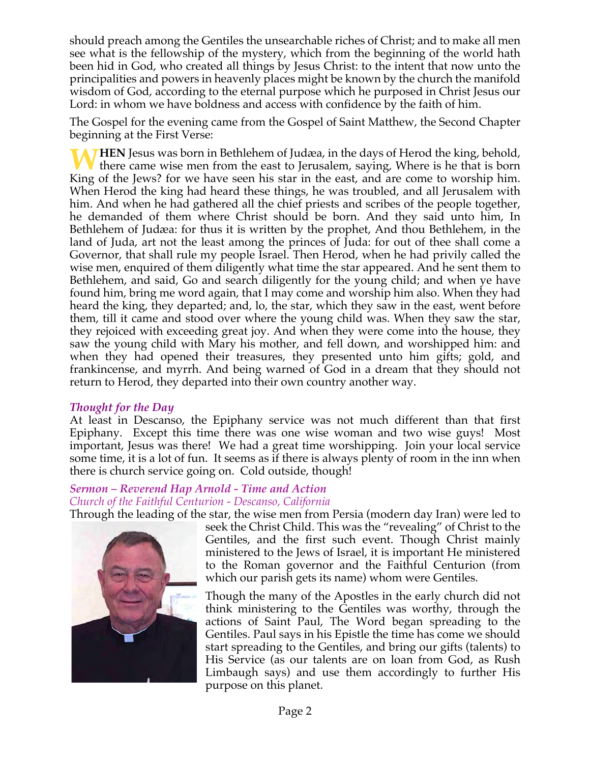should preach among the Gentiles the unsearchable riches of Christ; and to make all men see what is the fellowship of the mystery, which from the beginning of the world hath been hid in God, who created all things by Jesus Christ: to the intent that now unto the principalities and powers in heavenly places might be known by the church the manifold wisdom of God, according to the eternal purpose which he purposed in Christ Jesus our Lord: in whom we have boldness and access with confidence by the faith of him.

The Gospel for the evening came from the Gospel of Saint Matthew, the Second Chapter beginning at the First Verse:

**WHEN** Jesus was born in Bethlehem of Judæa, in the days of Herod the king, behold, there came wise men from the east to Jerusalem, saying, Where is he that is born King of the Jews? for we have seen his star in the east, and are come to worship him. When Herod the king had heard these things, he was troubled, and all Jerusalem with him. And when he had gathered all the chief priests and scribes of the people together, he demanded of them where Christ should be born. And they said unto him, In Bethlehem of Judæa: for thus it is written by the prophet, And thou Bethlehem, in the land of Juda, art not the least among the princes of Juda: for out of thee shall come a Governor, that shall rule my people Israel. Then Herod, when he had privily called the wise men, enquired of them diligently what time the star appeared. And he sent them to Bethlehem, and said, Go and search diligently for the young child; and when ye have found him, bring me word again, that I may come and worship him also. When they had heard the king, they departed; and, lo, the star, which they saw in the east, went before them, till it came and stood over where the young child was. When they saw the star, they rejoiced with exceeding great joy. And when they were come into the house, they saw the young child with Mary his mother, and fell down, and worshipped him: and when they had opened their treasures, they presented unto him gifts; gold, and frankincense, and myrrh. And being warned of God in a dream that they should not return to Herod, they departed into their own country another way.

### *Thought for the Day*

At least in Descanso, the Epiphany service was not much different than that first Epiphany. Except this time there was one wise woman and two wise guys! Most important, Jesus was there! We had a great time worshipping. Join your local service some time, it is a lot of fun. It seems as if there is always plenty of room in the inn when there is church service going on. Cold outside, though!

### *Sermon – Reverend Hap Arnold - Time and Action*

*Church of the Faithful Centurion - Descanso, California*

Through the leading of the star, the wise men from Persia (modern day Iran) were led to seek the Christ Child. This was the "revealing" of Christ to the Gentiles, and the first such event. Though Christ mainly ministered to the Jews of Israel, it is important He ministered to the Roman governor and the Faithful Centurion (from which our parish gets its name) whom were Gentiles.

Though the many of the Apostles in the early church did not think ministering to the Gentiles was worthy, through the actions of Saint Paul, The Word began spreading to the Gentiles. Paul says in his Epistle the time has come we should start spreading to the Gentiles, and bring our gifts (talents) to His Service (as our talents are on loan from God, as Rush Limbaugh says) and use them accordingly to further His purpose on this planet.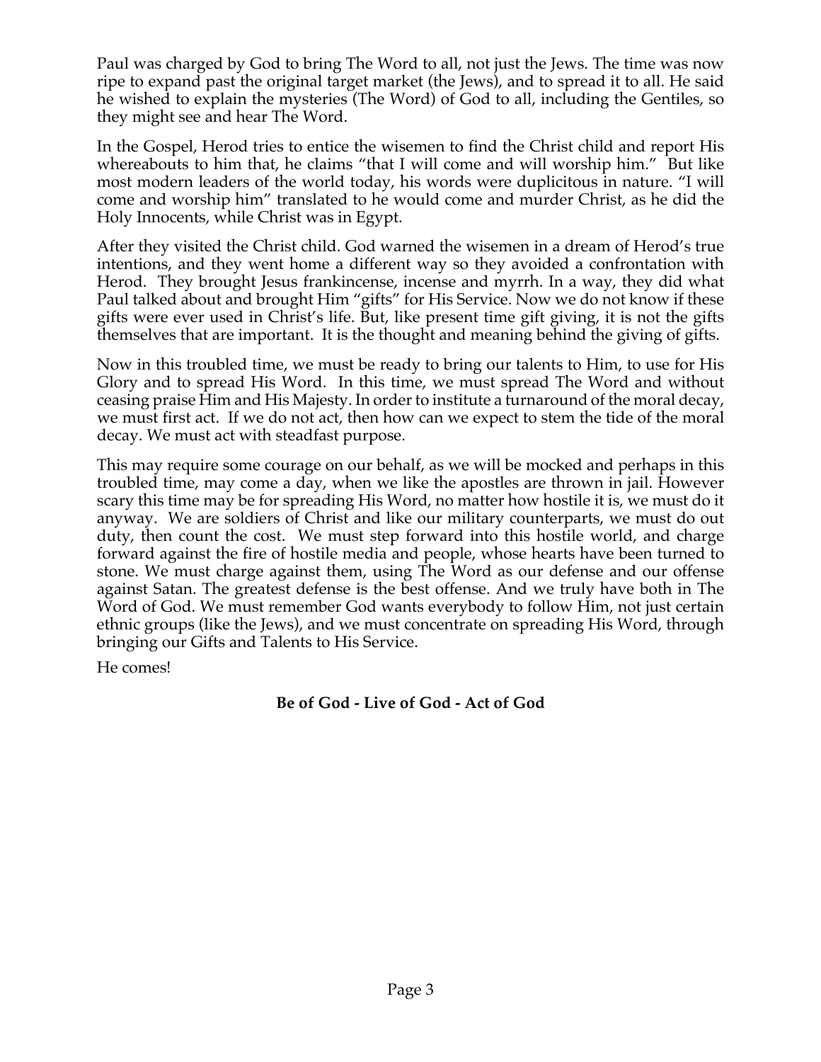Paul was charged by God to bring The Word to all, not just the Jews. The time was now ripe to expand past the original target market (the Jews), and to spread it to all. He said he wished to explain the mysteries (The Word) of God to all, including the Gentiles, so they might see and hear The Word.

In the Gospel, Herod tries to entice the wisemen to find the Christ child and report His whereabouts to him that, he claims "that I will come and will worship him." But like most modern leaders of the world today, his words were duplicitous in nature. "I will come and worship him" translated to he would come and murder Christ, as he did the Holy Innocents, while Christ was in Egypt.

After they visited the Christ child. God warned the wisemen in a dream of Herod's true intentions, and they went home a different way so they avoided a confrontation with Herod. They brought Jesus frankincense, incense and myrrh. In a way, they did what Paul talked about and brought Him "gifts" for His Service. Now we do not know if these gifts were ever used in Christ's life. But, like present time gift giving, it is not the gifts themselves that are important. It is the thought and meaning behind the giving of gifts.

Now in this troubled time, we must be ready to bring our talents to Him, to use for His Glory and to spread His Word. In this time, we must spread The Word and without ceasing praise Him and His Majesty. In order to institute a turnaround of the moral decay, we must first act. If we do not act, then how can we expect to stem the tide of the moral decay. We must act with steadfast purpose.

This may require some courage on our behalf, as we will be mocked and perhaps in this troubled time, may come a day, when we like the apostles are thrown in jail. However scary this time may be for spreading His Word, no matter how hostile it is, we must do it anyway. We are soldiers of Christ and like our military counterparts, we must do out duty, then count the cost. We must step forward into this hostile world, and charge forward against the fire of hostile media and people, whose hearts have been turned to stone. We must charge against them, using The Word as our defense and our offense against Satan. The greatest defense is the best offense. And we truly have both in The Word of God. We must remember God wants everybody to follow Him, not just certain ethnic groups (like the Jews), and we must concentrate on spreading His Word, through bringing our Gifts and Talents to His Service.

He comes!

**Be of God - Live of God - Act of God**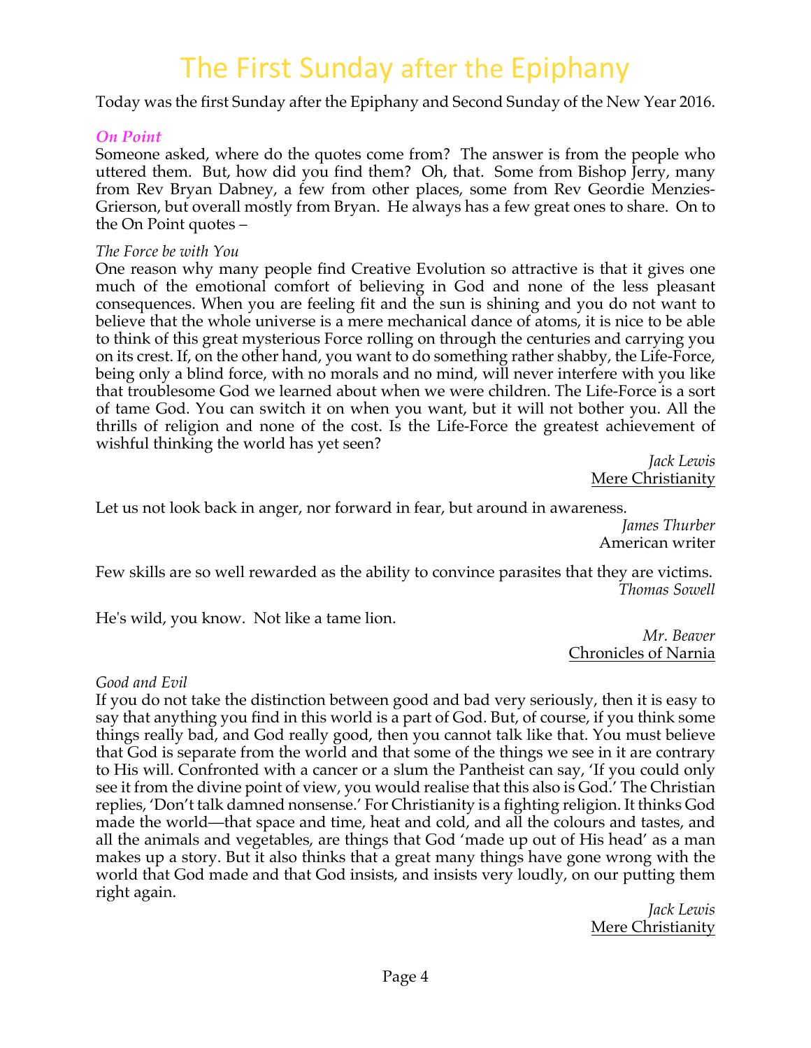# The First Sunday after the Epiphany

Today was the first Sunday after the Epiphany and Second Sunday of the New Year 2016.

### *On Point*

Someone asked, where do the quotes come from? The answer is from the people who uttered them. But, how did you find them? Oh, that. Some from Bishop Jerry, many from Rev Bryan Dabney, a few from other places, some from Rev Geordie Menzies-Grierson, but overall mostly from Bryan. He always has a few great ones to share. On to the On Point quotes –

*The Force be with You*

One reason why many people find Creative Evolution so attractive is that it gives one much of the emotional comfort of believing in God and none of the less pleasant consequences. When you are feeling fit and the sun is shining and you do not want to believe that the whole universe is a mere mechanical dance of atoms, it is nice to be able to think of this great mysterious Force rolling on through the centuries and carrying you on its crest. If, on the other hand, you want to do something rather shabby, the Life-Force, being only a blind force, with no morals and no mind, will never interfere with you like that troublesome God we learned about when we were children. The Life-Force is a sort of tame God. You can switch it on when you want, but it will not bother you. All the thrills of religion and none of the cost. Is the Life-Force the greatest achievement of wishful thinking the world has yet seen?

*Jack Lewis*
Mere Christianity

Let us not look back in anger, nor forward in fear, but around in awareness.

*James Thurber*
American writer

Few skills are so well rewarded as the ability to convince parasites that they are victims.

*Thomas Sowell*

He's wild, you know. Not like a tame lion.

*Mr. Beaver*
Chronicles of Narnia

*Good and Evil*

If you do not take the distinction between good and bad very seriously, then it is easy to say that anything you find in this world is a part of God. But, of course, if you think some things really bad, and God really good, then you cannot talk like that. You must believe that God is separate from the world and that some of the things we see in it are contrary to His will. Confronted with a cancer or a slum the Pantheist can say, 'If you could only see it from the divine point of view, you would realise that this also is God.' The Christian replies, 'Don't talk damned nonsense.' For Christianity is a fighting religion. It thinks God made the world—that space and time, heat and cold, and all the colours and tastes, and all the animals and vegetables, are things that God 'made up out of His head' as a man makes up a story. But it also thinks that a great many things have gone wrong with the world that God made and that God insists, and insists very loudly, on our putting them right again.

*Jack Lewis*
Mere Christianity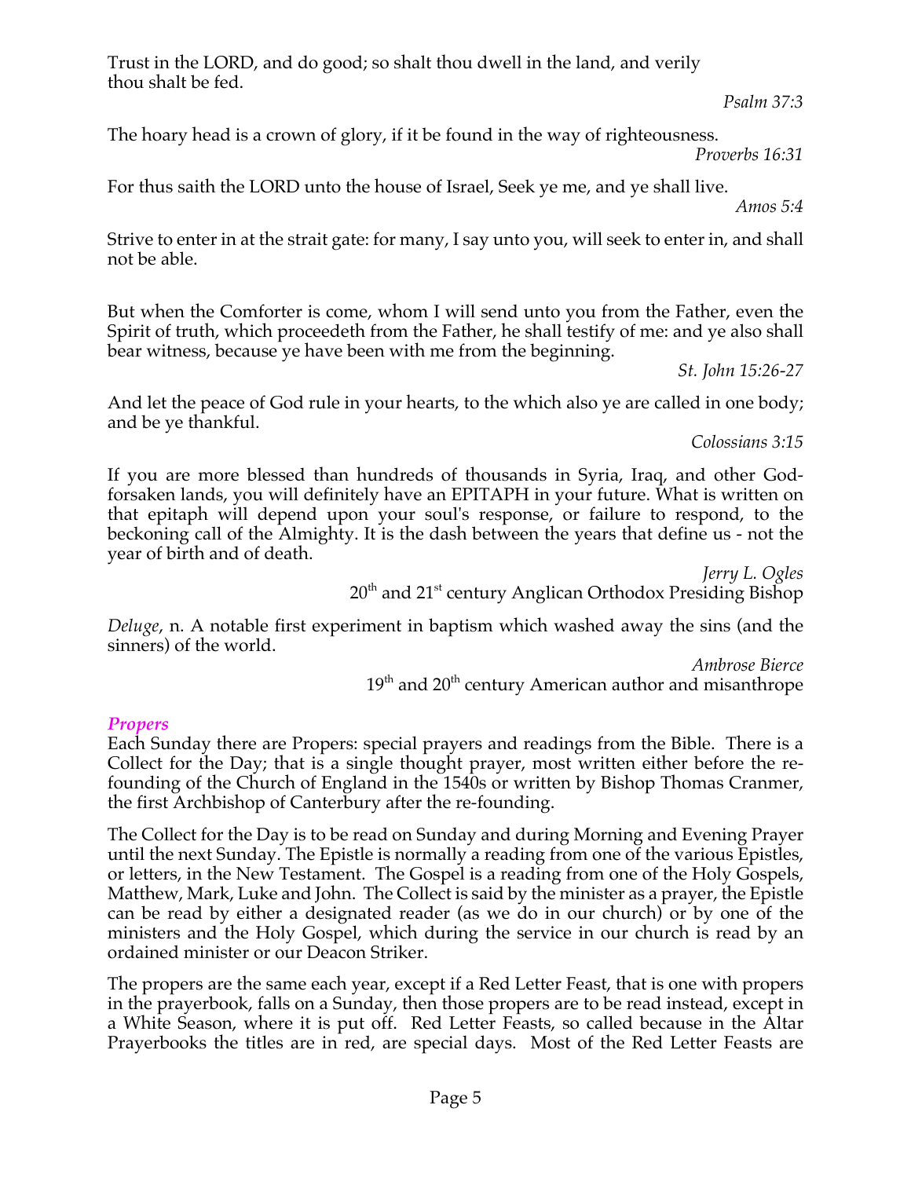Trust in the LORD, and do good; so shalt thou dwell in the land, and verily thou shalt be fed.

*Psalm 37:3*

The hoary head is a crown of glory, if it be found in the way of righteousness.

*Proverbs 16:31*

For thus saith the LORD unto the house of Israel, Seek ye me, and ye shall live.

*Amos 5:4*

Strive to enter in at the strait gate: for many, I say unto you, will seek to enter in, and shall not be able.

But when the Comforter is come, whom I will send unto you from the Father, even the Spirit of truth, which proceedeth from the Father, he shall testify of me: and ye also shall bear witness, because ye have been with me from the beginning.

*St. John 15:26-27*

And let the peace of God rule in your hearts, to the which also ye are called in one body; and be ye thankful.

*Colossians 3:15*

If you are more blessed than hundreds of thousands in Syria, Iraq, and other God-forsaken lands, you will definitely have an EPITAPH in your future. What is written on that epitaph will depend upon your soul's response, or failure to respond, to the beckoning call of the Almighty. It is the dash between the years that define us - not the year of birth and of death.

*Jerry L. Ogles*
20th and 21st century Anglican Orthodox Presiding Bishop

*Deluge*, n. A notable first experiment in baptism which washed away the sins (and the sinners) of the world.

*Ambrose Bierce*
19th and 20th century American author and misanthrope

## *Propers*

Each Sunday there are Propers: special prayers and readings from the Bible. There is a Collect for the Day; that is a single thought prayer, most written either before the re-founding of the Church of England in the 1540s or written by Bishop Thomas Cranmer, the first Archbishop of Canterbury after the re-founding.

The Collect for the Day is to be read on Sunday and during Morning and Evening Prayer until the next Sunday. The Epistle is normally a reading from one of the various Epistles, or letters, in the New Testament. The Gospel is a reading from one of the Holy Gospels, Matthew, Mark, Luke and John. The Collect is said by the minister as a prayer, the Epistle can be read by either a designated reader (as we do in our church) or by one of the ministers and the Holy Gospel, which during the service in our church is read by an ordained minister or our Deacon Striker.

The propers are the same each year, except if a Red Letter Feast, that is one with propers in the prayerbook, falls on a Sunday, then those propers are to be read instead, except in a White Season, where it is put off. Red Letter Feasts, so called because in the Altar Prayerbooks the titles are in red, are special days. Most of the Red Letter Feasts are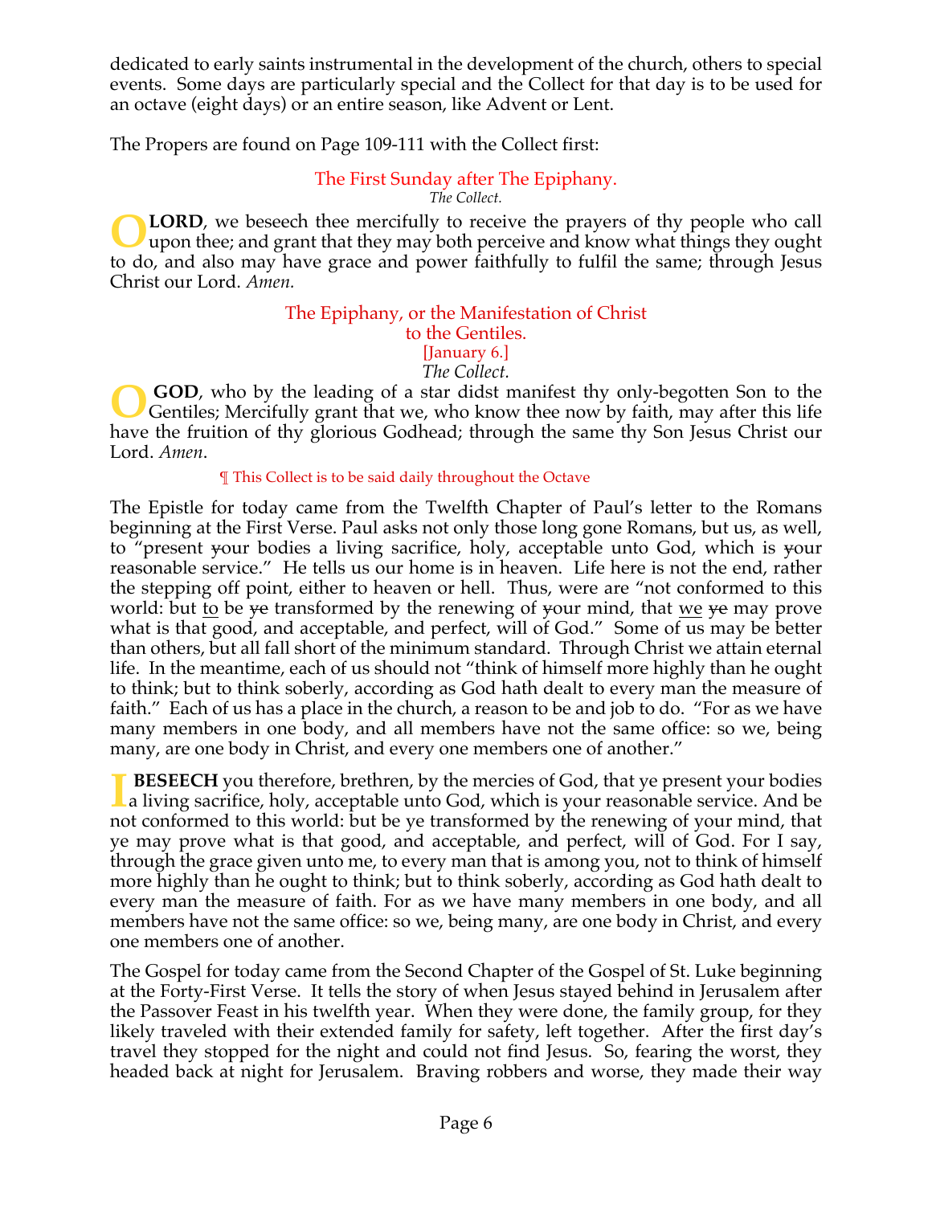dedicated to early saints instrumental in the development of the church, others to special events. Some days are particularly special and the Collect for that day is to be used for an octave (eight days) or an entire season, like Advent or Lent.

The Propers are found on Page 109-111 with the Collect first:

### The First Sunday after The Epiphany.

*The Collect.*

**O LORD**, we beseech thee mercifully to receive the prayers of thy people who call upon thee; and grant that they may both perceive and know what things they ought to do, and also may have grace and power faithfully to fulfil the same; through Jesus Christ our Lord. *Amen.*

### The Epiphany, or the Manifestation of Christ to the Gentiles.

[January 6.]

*The Collect.*

**O GOD**, who by the leading of a star didst manifest thy only-begotten Son to the Gentiles; Mercifully grant that we, who know thee now by faith, may after this life have the fruition of thy glorious Godhead; through the same thy Son Jesus Christ our Lord. *Amen*.

¶ This Collect is to be said daily throughout the Octave

The Epistle for today came from the Twelfth Chapter of Paul's letter to the Romans beginning at the First Verse. Paul asks not only those long gone Romans, but us, as well, to "present ~~y~~our bodies a living sacrifice, holy, acceptable unto God, which is ~~y~~our reasonable service." He tells us our home is in heaven. Life here is not the end, rather the stepping off point, either to heaven or hell. Thus, were are "not conformed to this world: but <u>to</u> be ~~ye~~ transformed by the renewing of ~~y~~our mind, that <u>we</u> ~~ye~~ may prove what is that good, and acceptable, and perfect, will of God." Some of us may be better than others, but all fall short of the minimum standard. Through Christ we attain eternal life. In the meantime, each of us should not "think of himself more highly than he ought to think; but to think soberly, according as God hath dealt to every man the measure of faith." Each of us has a place in the church, a reason to be and job to do. "For as we have many members in one body, and all members have not the same office: so we, being many, are one body in Christ, and every one members one of another."

**I BESEECH** you therefore, brethren, by the mercies of God, that ye present your bodies a living sacrifice, holy, acceptable unto God, which is your reasonable service. And be not conformed to this world: but be ye transformed by the renewing of your mind, that ye may prove what is that good, and acceptable, and perfect, will of God. For I say, through the grace given unto me, to every man that is among you, not to think of himself more highly than he ought to think; but to think soberly, according as God hath dealt to every man the measure of faith. For as we have many members in one body, and all members have not the same office: so we, being many, are one body in Christ, and every one members one of another.

The Gospel for today came from the Second Chapter of the Gospel of St. Luke beginning at the Forty-First Verse. It tells the story of when Jesus stayed behind in Jerusalem after the Passover Feast in his twelfth year. When they were done, the family group, for they likely traveled with their extended family for safety, left together. After the first day's travel they stopped for the night and could not find Jesus. So, fearing the worst, they headed back at night for Jerusalem. Braving robbers and worse, they made their way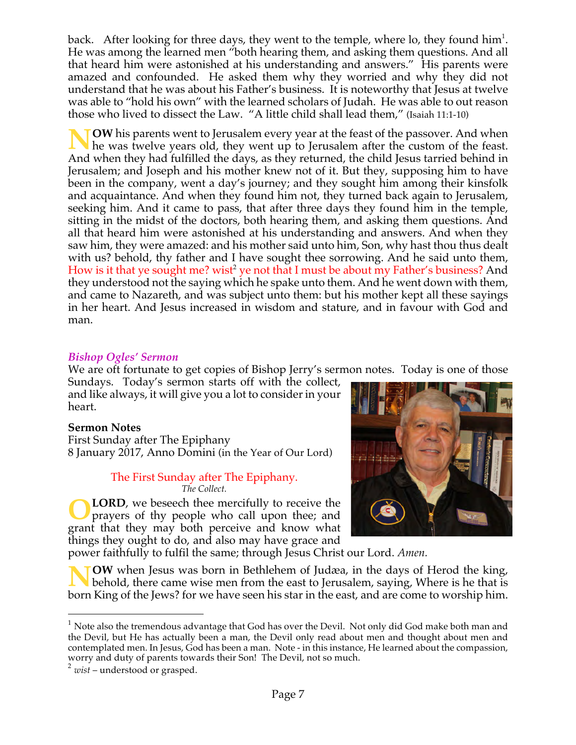back. After looking for three days, they went to the temple, where lo, they found him[1]. He was among the learned men "both hearing them, and asking them questions. And all that heard him were astonished at his understanding and answers." His parents were amazed and confounded. He asked them why they worried and why they did not understand that he was about his Father's business. It is noteworthy that Jesus at twelve was able to "hold his own" with the learned scholars of Judah. He was able to out reason those who lived to dissect the Law. "A little child shall lead them," (Isaiah 11:1-10)

**NOW** his parents went to Jerusalem every year at the feast of the passover. And when he was twelve years old, they went up to Jerusalem after the custom of the feast. And when they had fulfilled the days, as they returned, the child Jesus tarried behind in Jerusalem; and Joseph and his mother knew not of it. But they, supposing him to have been in the company, went a day's journey; and they sought him among their kinsfolk and acquaintance. And when they found him not, they turned back again to Jerusalem, seeking him. And it came to pass, that after three days they found him in the temple, sitting in the midst of the doctors, both hearing them, and asking them questions. And all that heard him were astonished at his understanding and answers. And when they saw him, they were amazed: and his mother said unto him, Son, why hast thou thus dealt with us? behold, thy father and I have sought thee sorrowing. And he said unto them, How is it that ye sought me? wist[2] ye not that I must be about my Father's business? And they understood not the saying which he spake unto them. And he went down with them, and came to Nazareth, and was subject unto them: but his mother kept all these sayings in her heart. And Jesus increased in wisdom and stature, and in favour with God and man.

### *Bishop Ogles' Sermon*

We are oft fortunate to get copies of Bishop Jerry's sermon notes. Today is one of those Sundays. Today's sermon starts off with the collect, and like always, it will give you a lot to consider in your heart.

**Sermon Notes**
First Sunday after The Epiphany
8 January 2017, Anno Domini (in the Year of Our Lord)

The First Sunday after The Epiphany.
*The Collect.*

**O LORD**, we beseech thee mercifully to receive the prayers of thy people who call upon thee; and grant that they may both perceive and know what things they ought to do, and also may have grace and power faithfully to fulfil the same; through Jesus Christ our Lord. *Amen.*

**NOW** when Jesus was born in Bethlehem of Judæa, in the days of Herod the king, behold, there came wise men from the east to Jerusalem, saying, Where is he that is born King of the Jews? for we have seen his star in the east, and are come to worship him.

---

[1] Note also the tremendous advantage that God has over the Devil. Not only did God make both man and the Devil, but He has actually been a man, the Devil only read about men and thought about men and contemplated men. In Jesus, God has been a man. Note - in this instance, He learned about the compassion, worry and duty of parents towards their Son! The Devil, not so much.

[2] *wist* – understood or grasped.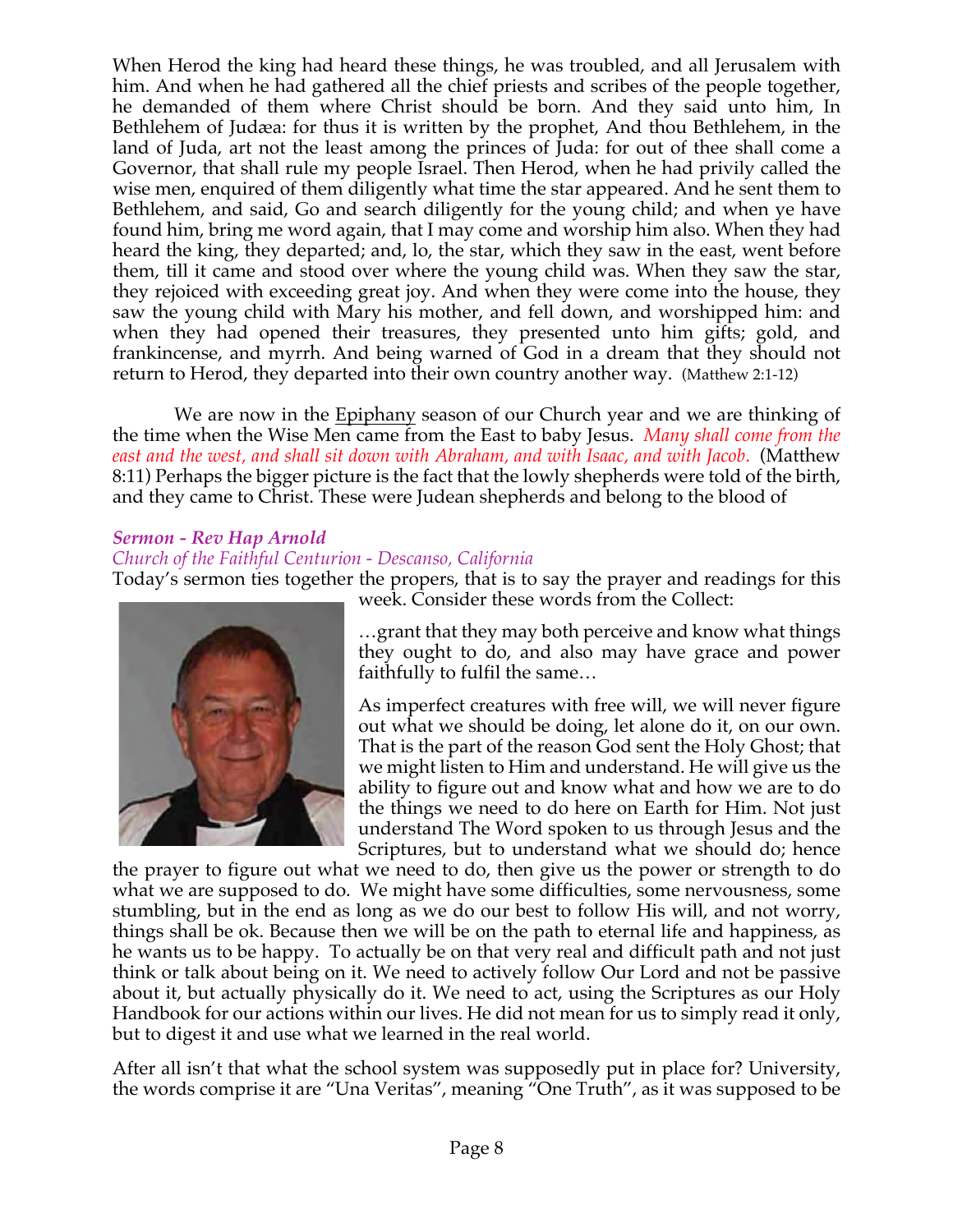When Herod the king had heard these things, he was troubled, and all Jerusalem with him. And when he had gathered all the chief priests and scribes of the people together, he demanded of them where Christ should be born. And they said unto him, In Bethlehem of Judæa: for thus it is written by the prophet, And thou Bethlehem, in the land of Juda, art not the least among the princes of Juda: for out of thee shall come a Governor, that shall rule my people Israel. Then Herod, when he had privily called the wise men, enquired of them diligently what time the star appeared. And he sent them to Bethlehem, and said, Go and search diligently for the young child; and when ye have found him, bring me word again, that I may come and worship him also. When they had heard the king, they departed; and, lo, the star, which they saw in the east, went before them, till it came and stood over where the young child was. When they saw the star, they rejoiced with exceeding great joy. And when they were come into the house, they saw the young child with Mary his mother, and fell down, and worshipped him: and when they had opened their treasures, they presented unto him gifts; gold, and frankincense, and myrrh. And being warned of God in a dream that they should not return to Herod, they departed into their own country another way. (Matthew 2:1-12)

We are now in the Epiphany season of our Church year and we are thinking of the time when the Wise Men came from the East to baby Jesus. *Many shall come from the east and the west, and shall sit down with Abraham, and with Isaac, and with Jacob*. (Matthew 8:11) Perhaps the bigger picture is the fact that the lowly shepherds were told of the birth, and they came to Christ. These were Judean shepherds and belong to the blood of

***Sermon - Rev Hap Arnold***
*Church of the Faithful Centurion - Descanso, California*

Today's sermon ties together the propers, that is to say the prayer and readings for this week. Consider these words from the Collect:

…grant that they may both perceive and know what things they ought to do, and also may have grace and power faithfully to fulfil the same…

As imperfect creatures with free will, we will never figure out what we should be doing, let alone do it, on our own. That is the part of the reason God sent the Holy Ghost; that we might listen to Him and understand. He will give us the ability to figure out and know what and how we are to do the things we need to do here on Earth for Him. Not just understand The Word spoken to us through Jesus and the Scriptures, but to understand what we should do; hence the prayer to figure out what we need to do, then give us the power or strength to do what we are supposed to do. We might have some difficulties, some nervousness, some stumbling, but in the end as long as we do our best to follow His will, and not worry, things shall be ok. Because then we will be on the path to eternal life and happiness, as he wants us to be happy. To actually be on that very real and difficult path and not just think or talk about being on it. We need to actively follow Our Lord and not be passive about it, but actually physically do it. We need to act, using the Scriptures as our Holy Handbook for our actions within our lives. He did not mean for us to simply read it only, but to digest it and use what we learned in the real world.

After all isn't that what the school system was supposedly put in place for? University, the words comprise it are "Una Veritas", meaning "One Truth", as it was supposed to be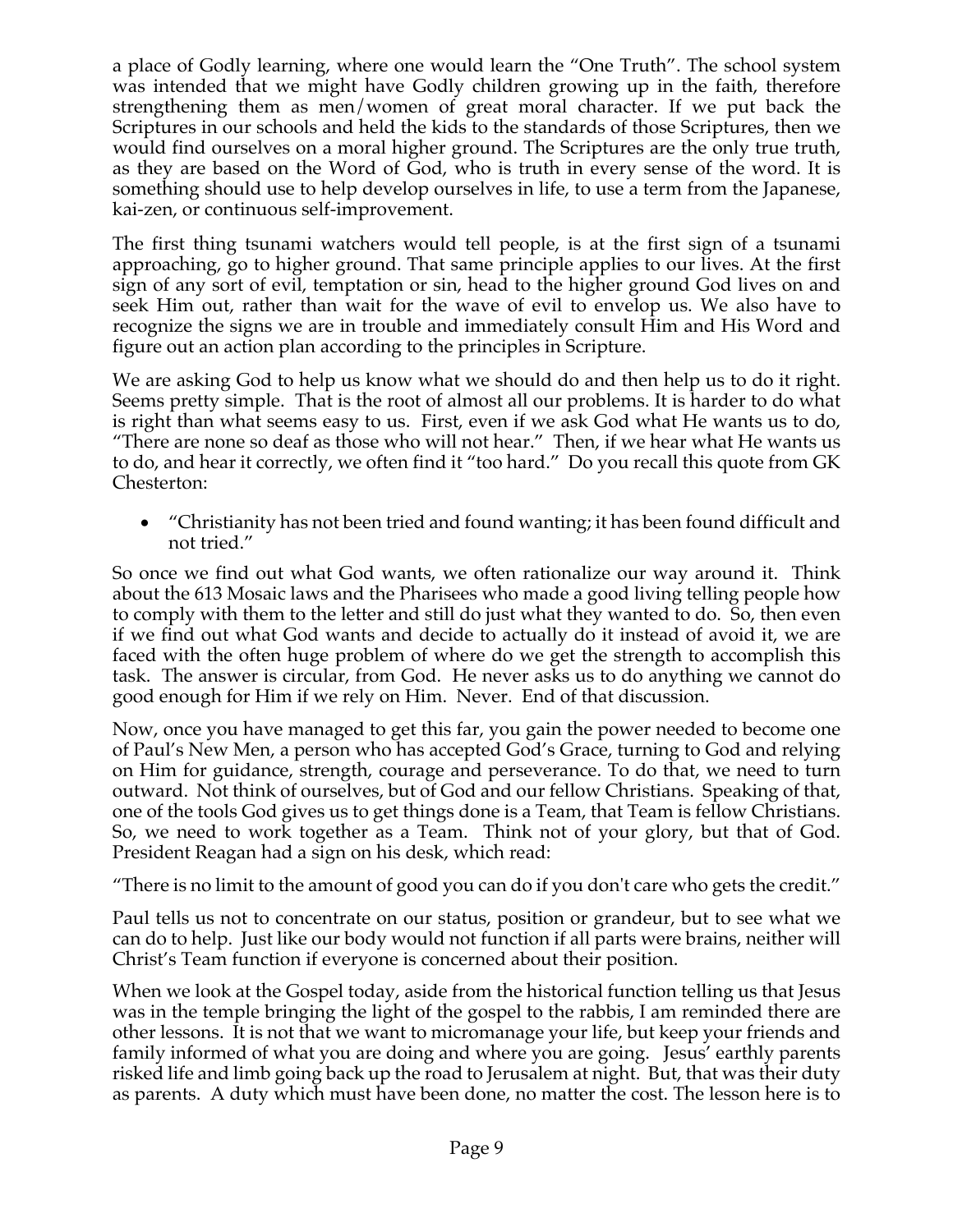a place of Godly learning, where one would learn the "One Truth". The school system was intended that we might have Godly children growing up in the faith, therefore strengthening them as men/women of great moral character. If we put back the Scriptures in our schools and held the kids to the standards of those Scriptures, then we would find ourselves on a moral higher ground. The Scriptures are the only true truth, as they are based on the Word of God, who is truth in every sense of the word. It is something should use to help develop ourselves in life, to use a term from the Japanese, kai-zen, or continuous self-improvement.

The first thing tsunami watchers would tell people, is at the first sign of a tsunami approaching, go to higher ground. That same principle applies to our lives. At the first sign of any sort of evil, temptation or sin, head to the higher ground God lives on and seek Him out, rather than wait for the wave of evil to envelop us. We also have to recognize the signs we are in trouble and immediately consult Him and His Word and figure out an action plan according to the principles in Scripture.

We are asking God to help us know what we should do and then help us to do it right. Seems pretty simple. That is the root of almost all our problems. It is harder to do what is right than what seems easy to us. First, even if we ask God what He wants us to do, "There are none so deaf as those who will not hear." Then, if we hear what He wants us to do, and hear it correctly, we often find it "too hard." Do you recall this quote from GK Chesterton:

- "Christianity has not been tried and found wanting; it has been found difficult and not tried."

So once we find out what God wants, we often rationalize our way around it. Think about the 613 Mosaic laws and the Pharisees who made a good living telling people how to comply with them to the letter and still do just what they wanted to do. So, then even if we find out what God wants and decide to actually do it instead of avoid it, we are faced with the often huge problem of where do we get the strength to accomplish this task. The answer is circular, from God. He never asks us to do anything we cannot do good enough for Him if we rely on Him. Never. End of that discussion.

Now, once you have managed to get this far, you gain the power needed to become one of Paul's New Men, a person who has accepted God's Grace, turning to God and relying on Him for guidance, strength, courage and perseverance. To do that, we need to turn outward. Not think of ourselves, but of God and our fellow Christians. Speaking of that, one of the tools God gives us to get things done is a Team, that Team is fellow Christians. So, we need to work together as a Team. Think not of your glory, but that of God. President Reagan had a sign on his desk, which read:

"There is no limit to the amount of good you can do if you don't care who gets the credit."

Paul tells us not to concentrate on our status, position or grandeur, but to see what we can do to help. Just like our body would not function if all parts were brains, neither will Christ's Team function if everyone is concerned about their position.

When we look at the Gospel today, aside from the historical function telling us that Jesus was in the temple bringing the light of the gospel to the rabbis, I am reminded there are other lessons. It is not that we want to micromanage your life, but keep your friends and family informed of what you are doing and where you are going. Jesus' earthly parents risked life and limb going back up the road to Jerusalem at night. But, that was their duty as parents. A duty which must have been done, no matter the cost. The lesson here is to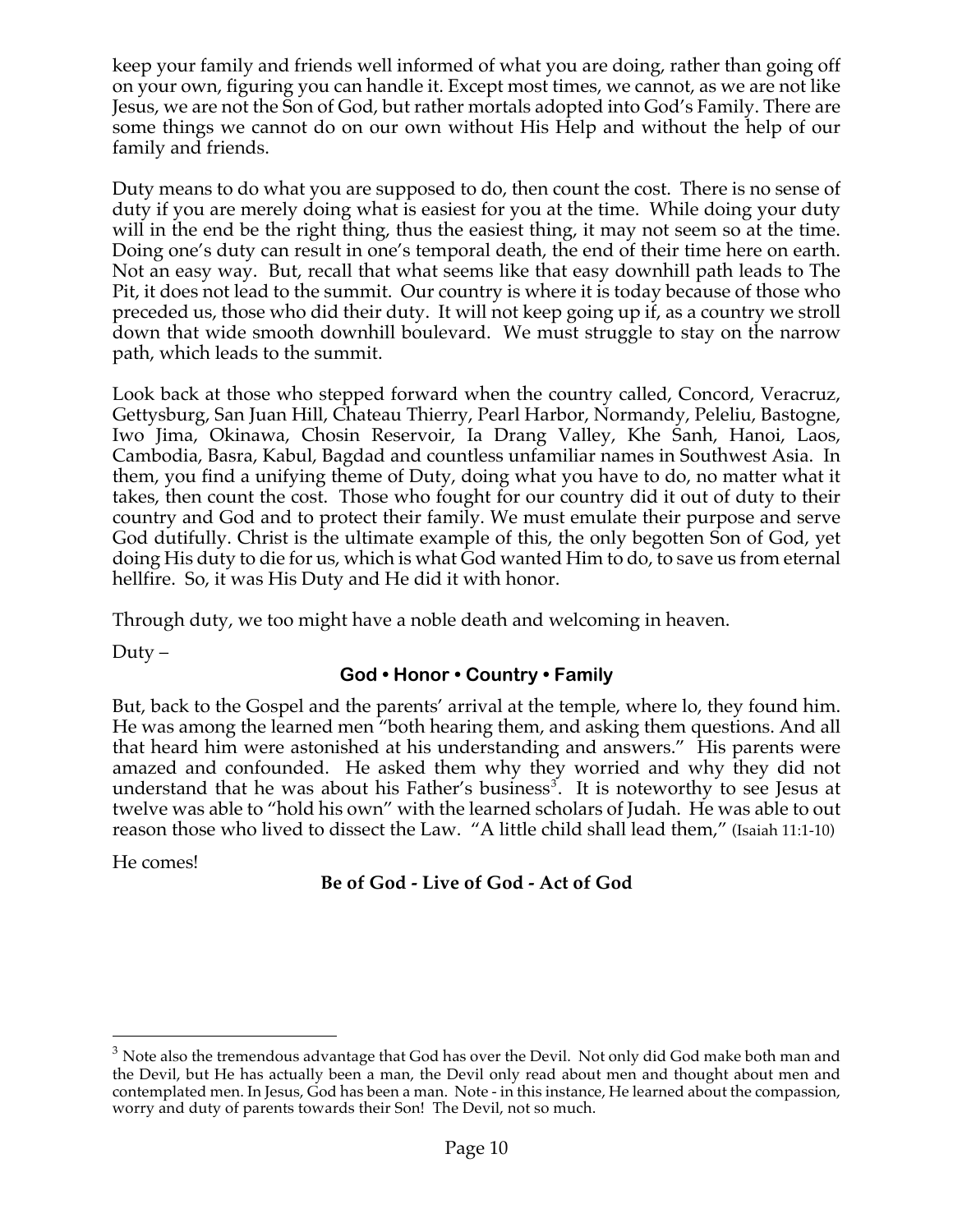keep your family and friends well informed of what you are doing, rather than going off on your own, figuring you can handle it. Except most times, we cannot, as we are not like Jesus, we are not the Son of God, but rather mortals adopted into God's Family. There are some things we cannot do on our own without His Help and without the help of our family and friends.

Duty means to do what you are supposed to do, then count the cost. There is no sense of duty if you are merely doing what is easiest for you at the time. While doing your duty will in the end be the right thing, thus the easiest thing, it may not seem so at the time. Doing one's duty can result in one's temporal death, the end of their time here on earth. Not an easy way. But, recall that what seems like that easy downhill path leads to The Pit, it does not lead to the summit. Our country is where it is today because of those who preceded us, those who did their duty. It will not keep going up if, as a country we stroll down that wide smooth downhill boulevard. We must struggle to stay on the narrow path, which leads to the summit.

Look back at those who stepped forward when the country called, Concord, Veracruz, Gettysburg, San Juan Hill, Chateau Thierry, Pearl Harbor, Normandy, Peleliu, Bastogne, Iwo Jima, Okinawa, Chosin Reservoir, Ia Drang Valley, Khe Sanh, Hanoi, Laos, Cambodia, Basra, Kabul, Bagdad and countless unfamiliar names in Southwest Asia. In them, you find a unifying theme of Duty, doing what you have to do, no matter what it takes, then count the cost. Those who fought for our country did it out of duty to their country and God and to protect their family. We must emulate their purpose and serve God dutifully. Christ is the ultimate example of this, the only begotten Son of God, yet doing His duty to die for us, which is what God wanted Him to do, to save us from eternal hellfire. So, it was His Duty and He did it with honor.

Through duty, we too might have a noble death and welcoming in heaven.

Duty –

**God • Honor • Country • Family**

But, back to the Gospel and the parents' arrival at the temple, where lo, they found him. He was among the learned men "both hearing them, and asking them questions. And all that heard him were astonished at his understanding and answers." His parents were amazed and confounded. He asked them why they worried and why they did not understand that he was about his Father's business[3]. It is noteworthy to see Jesus at twelve was able to "hold his own" with the learned scholars of Judah. He was able to out reason those who lived to dissect the Law. "A little child shall lead them," (Isaiah 11:1-10)

He comes!

**Be of God - Live of God - Act of God**

[3] Note also the tremendous advantage that God has over the Devil. Not only did God make both man and the Devil, but He has actually been a man, the Devil only read about men and thought about men and contemplated men. In Jesus, God has been a man. Note - in this instance, He learned about the compassion, worry and duty of parents towards their Son! The Devil, not so much.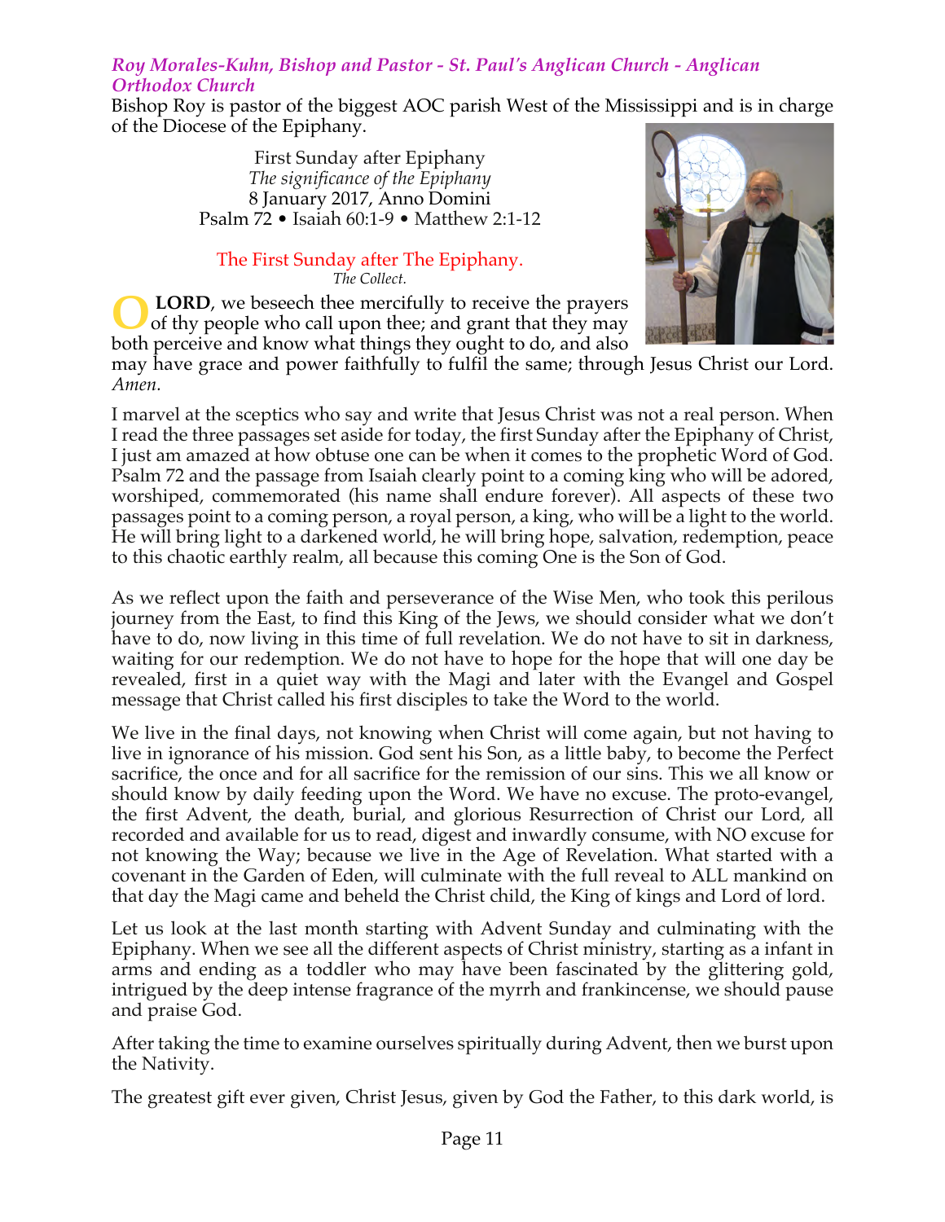### *Roy Morales-Kuhn, Bishop and Pastor - St. Paul's Anglican Church - Anglican Orthodox Church*

Bishop Roy is pastor of the biggest AOC parish West of the Mississippi and is in charge of the Diocese of the Epiphany.

First Sunday after Epiphany
*The significance of the Epiphany*
8 January 2017, Anno Domini
Psalm 72 • Isaiah 60:1-9 • Matthew 2:1-12

The First Sunday after The Epiphany.
*The Collect.*

**O LORD**, we beseech thee mercifully to receive the prayers of thy people who call upon thee; and grant that they may both perceive and know what things they ought to do, and also may have grace and power faithfully to fulfil the same; through Jesus Christ our Lord. *Amen.*

I marvel at the sceptics who say and write that Jesus Christ was not a real person. When I read the three passages set aside for today, the first Sunday after the Epiphany of Christ, I just am amazed at how obtuse one can be when it comes to the prophetic Word of God. Psalm 72 and the passage from Isaiah clearly point to a coming king who will be adored, worshiped, commemorated (his name shall endure forever). All aspects of these two passages point to a coming person, a royal person, a king, who will be a light to the world. He will bring light to a darkened world, he will bring hope, salvation, redemption, peace to this chaotic earthly realm, all because this coming One is the Son of God.

As we reflect upon the faith and perseverance of the Wise Men, who took this perilous journey from the East, to find this King of the Jews, we should consider what we don't have to do, now living in this time of full revelation. We do not have to sit in darkness, waiting for our redemption. We do not have to hope for the hope that will one day be revealed, first in a quiet way with the Magi and later with the Evangel and Gospel message that Christ called his first disciples to take the Word to the world.

We live in the final days, not knowing when Christ will come again, but not having to live in ignorance of his mission. God sent his Son, as a little baby, to become the Perfect sacrifice, the once and for all sacrifice for the remission of our sins. This we all know or should know by daily feeding upon the Word. We have no excuse. The proto-evangel, the first Advent, the death, burial, and glorious Resurrection of Christ our Lord, all recorded and available for us to read, digest and inwardly consume, with NO excuse for not knowing the Way; because we live in the Age of Revelation. What started with a covenant in the Garden of Eden, will culminate with the full reveal to ALL mankind on that day the Magi came and beheld the Christ child, the King of kings and Lord of lord.

Let us look at the last month starting with Advent Sunday and culminating with the Epiphany. When we see all the different aspects of Christ ministry, starting as a infant in arms and ending as a toddler who may have been fascinated by the glittering gold, intrigued by the deep intense fragrance of the myrrh and frankincense, we should pause and praise God.

After taking the time to examine ourselves spiritually during Advent, then we burst upon the Nativity.

The greatest gift ever given, Christ Jesus, given by God the Father, to this dark world, is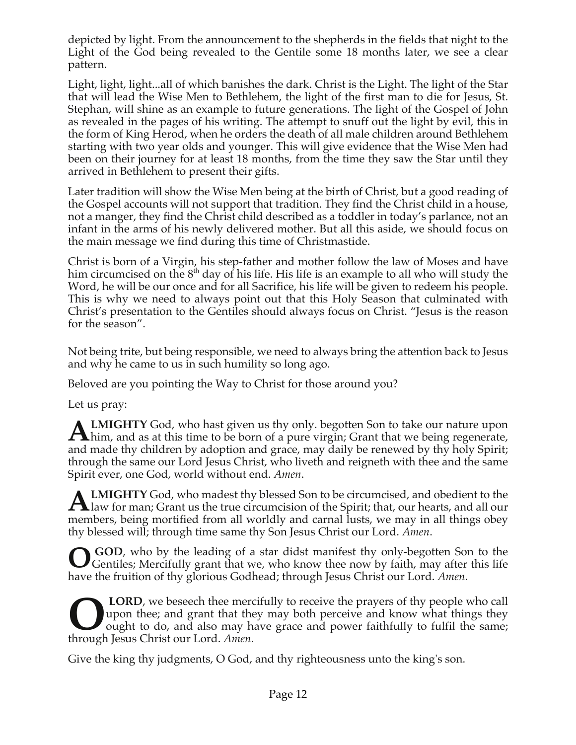depicted by light. From the announcement to the shepherds in the fields that night to the Light of the God being revealed to the Gentile some 18 months later, we see a clear pattern.

Light, light, light...all of which banishes the dark. Christ is the Light. The light of the Star that will lead the Wise Men to Bethlehem, the light of the first man to die for Jesus, St. Stephan, will shine as an example to future generations. The light of the Gospel of John as revealed in the pages of his writing. The attempt to snuff out the light by evil, this in the form of King Herod, when he orders the death of all male children around Bethlehem starting with two year olds and younger. This will give evidence that the Wise Men had been on their journey for at least 18 months, from the time they saw the Star until they arrived in Bethlehem to present their gifts.

Later tradition will show the Wise Men being at the birth of Christ, but a good reading of the Gospel accounts will not support that tradition. They find the Christ child in a house, not a manger, they find the Christ child described as a toddler in today's parlance, not an infant in the arms of his newly delivered mother. But all this aside, we should focus on the main message we find during this time of Christmastide.

Christ is born of a Virgin, his step-father and mother follow the law of Moses and have him circumcised on the 8th day of his life. His life is an example to all who will study the Word, he will be our once and for all Sacrifice, his life will be given to redeem his people. This is why we need to always point out that this Holy Season that culminated with Christ's presentation to the Gentiles should always focus on Christ. "Jesus is the reason for the season".

Not being trite, but being responsible, we need to always bring the attention back to Jesus and why he came to us in such humility so long ago.

Beloved are you pointing the Way to Christ for those around you?

Let us pray:

**ALMIGHTY** God, who hast given us thy only. begotten Son to take our nature upon him, and as at this time to be born of a pure virgin; Grant that we being regenerate, and made thy children by adoption and grace, may daily be renewed by thy holy Spirit; through the same our Lord Jesus Christ, who liveth and reigneth with thee and the same Spirit ever, one God, world without end. *Amen*.

**ALMIGHTY** God, who madest thy blessed Son to be circumcised, and obedient to the law for man; Grant us the true circumcision of the Spirit; that, our hearts, and all our members, being mortified from all worldly and carnal lusts, we may in all things obey thy blessed will; through time same thy Son Jesus Christ our Lord. *Amen*.

**O GOD**, who by the leading of a star didst manifest thy only-begotten Son to the Gentiles; Mercifully grant that we, who know thee now by faith, may after this life have the fruition of thy glorious Godhead; through Jesus Christ our Lord. *Amen*.

**O LORD**, we beseech thee mercifully to receive the prayers of thy people who call upon thee; and grant that they may both perceive and know what things they ought to do, and also may have grace and power faithfully to fulfil the same; through Jesus Christ our Lord. *Amen*.

Give the king thy judgments, O God, and thy righteousness unto the king's son.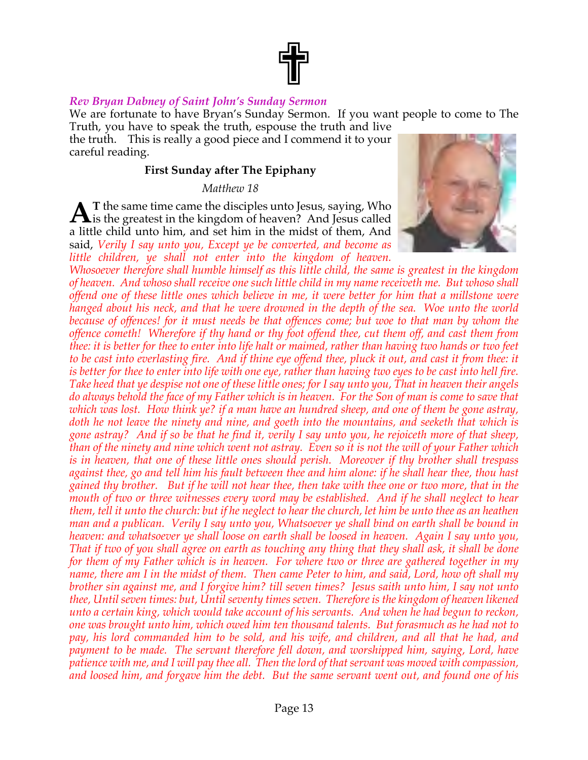*Rev Bryan Dabney of Saint John's Sunday Sermon*

We are fortunate to have Bryan's Sunday Sermon. If you want people to come to The Truth, you have to speak the truth, espouse the truth and live the truth. This is really a good piece and I commend it to your careful reading.

**First Sunday after The Epiphany**

*Matthew 18*

AT the same time came the disciples unto Jesus, saying, Who is the greatest in the kingdom of heaven? And Jesus called a little child unto him, and set him in the midst of them, And said, *Verily I say unto you, Except ye be converted, and become as little children, ye shall not enter into the kingdom of heaven. Whosoever therefore shall humble himself as this little child, the same is greatest in the kingdom of heaven. And whoso shall receive one such little child in my name receiveth me. But whoso shall offend one of these little ones which believe in me, it were better for him that a millstone were hanged about his neck, and that he were drowned in the depth of the sea. Woe unto the world because of offences! for it must needs be that offences come; but woe to that man by whom the offence cometh! Wherefore if thy hand or thy foot offend thee, cut them off, and cast them from thee: it is better for thee to enter into life halt or maimed, rather than having two hands or two feet to be cast into everlasting fire. And if thine eye offend thee, pluck it out, and cast it from thee: it is better for thee to enter into life with one eye, rather than having two eyes to be cast into hell fire. Take heed that ye despise not one of these little ones; for I say unto you, That in heaven their angels do always behold the face of my Father which is in heaven. For the Son of man is come to save that which was lost. How think ye? if a man have an hundred sheep, and one of them be gone astray, doth he not leave the ninety and nine, and goeth into the mountains, and seeketh that which is gone astray? And if so be that he find it, verily I say unto you, he rejoiceth more of that sheep, than of the ninety and nine which went not astray. Even so it is not the will of your Father which is in heaven, that one of these little ones should perish. Moreover if thy brother shall trespass against thee, go and tell him his fault between thee and him alone: if he shall hear thee, thou hast gained thy brother. But if he will not hear thee, then take with thee one or two more, that in the mouth of two or three witnesses every word may be established. And if he shall neglect to hear them, tell it unto the church: but if he neglect to hear the church, let him be unto thee as an heathen man and a publican. Verily I say unto you, Whatsoever ye shall bind on earth shall be bound in heaven: and whatsoever ye shall loose on earth shall be loosed in heaven. Again I say unto you, That if two of you shall agree on earth as touching any thing that they shall ask, it shall be done for them of my Father which is in heaven. For where two or three are gathered together in my name, there am I in the midst of them. Then came Peter to him, and said, Lord, how oft shall my brother sin against me, and I forgive him? till seven times? Jesus saith unto him, I say not unto thee, Until seven times: but, Until seventy times seven. Therefore is the kingdom of heaven likened unto a certain king, which would take account of his servants. And when he had begun to reckon, one was brought unto him, which owed him ten thousand talents. But forasmuch as he had not to pay, his lord commanded him to be sold, and his wife, and children, and all that he had, and payment to be made. The servant therefore fell down, and worshipped him, saying, Lord, have patience with me, and I will pay thee all. Then the lord of that servant was moved with compassion, and loosed him, and forgave him the debt. But the same servant went out, and found one of his*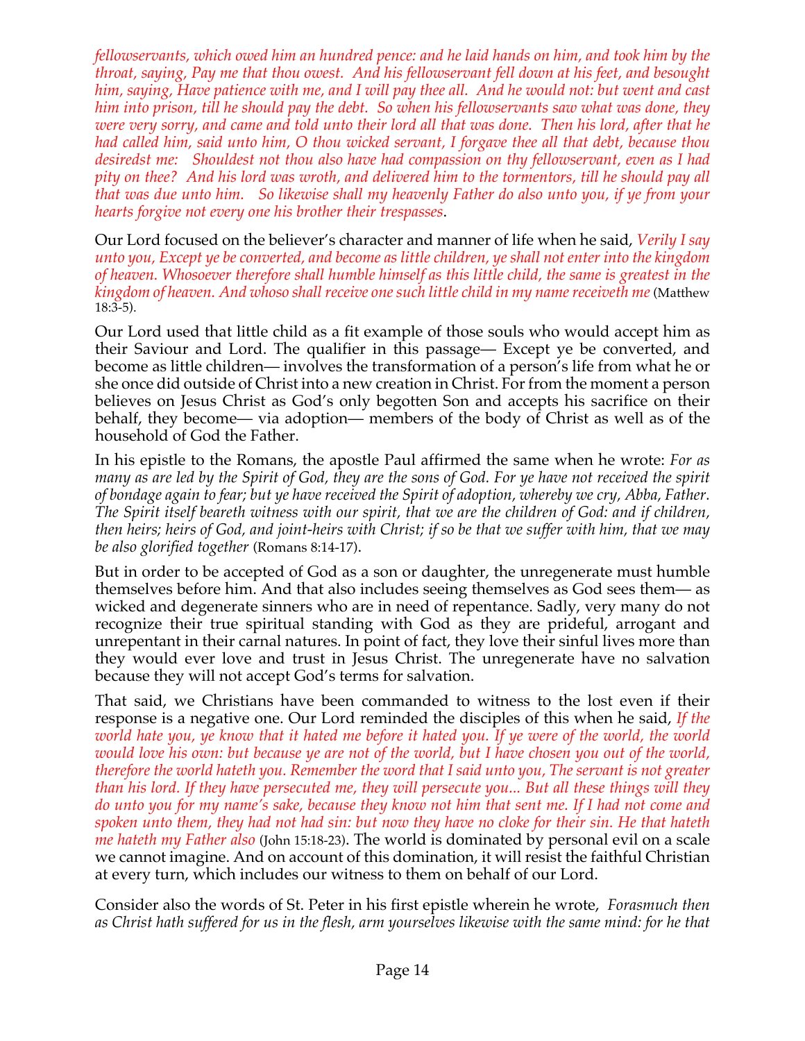*fellowservants, which owed him an hundred pence: and he laid hands on him, and took him by the throat, saying, Pay me that thou owest. And his fellowservant fell down at his feet, and besought him, saying, Have patience with me, and I will pay thee all. And he would not: but went and cast him into prison, till he should pay the debt. So when his fellowservants saw what was done, they were very sorry, and came and told unto their lord all that was done. Then his lord, after that he had called him, said unto him, O thou wicked servant, I forgave thee all that debt, because thou desiredst me: Shouldest not thou also have had compassion on thy fellowservant, even as I had pity on thee? And his lord was wroth, and delivered him to the tormentors, till he should pay all that was due unto him. So likewise shall my heavenly Father do also unto you, if ye from your hearts forgive not every one his brother their trespasses*.

Our Lord focused on the believer's character and manner of life when he said, *Verily I say unto you, Except ye be converted, and become as little children, ye shall not enter into the kingdom of heaven. Whosoever therefore shall humble himself as this little child, the same is greatest in the kingdom of heaven. And whoso shall receive one such little child in my name receiveth me* (Matthew 18:3-5).

Our Lord used that little child as a fit example of those souls who would accept him as their Saviour and Lord. The qualifier in this passage— Except ye be converted, and become as little children— involves the transformation of a person's life from what he or she once did outside of Christ into a new creation in Christ. For from the moment a person believes on Jesus Christ as God's only begotten Son and accepts his sacrifice on their behalf, they become— via adoption— members of the body of Christ as well as of the household of God the Father.

In his epistle to the Romans, the apostle Paul affirmed the same when he wrote: *For as many as are led by the Spirit of God, they are the sons of God. For ye have not received the spirit of bondage again to fear; but ye have received the Spirit of adoption, whereby we cry, Abba, Father. The Spirit itself beareth witness with our spirit, that we are the children of God: and if children, then heirs; heirs of God, and joint-heirs with Christ; if so be that we suffer with him, that we may be also glorified together* (Romans 8:14-17).

But in order to be accepted of God as a son or daughter, the unregenerate must humble themselves before him. And that also includes seeing themselves as God sees them— as wicked and degenerate sinners who are in need of repentance. Sadly, very many do not recognize their true spiritual standing with God as they are prideful, arrogant and unrepentant in their carnal natures. In point of fact, they love their sinful lives more than they would ever love and trust in Jesus Christ. The unregenerate have no salvation because they will not accept God's terms for salvation.

That said, we Christians have been commanded to witness to the lost even if their response is a negative one. Our Lord reminded the disciples of this when he said, *If the world hate you, ye know that it hated me before it hated you. If ye were of the world, the world would love his own: but because ye are not of the world, but I have chosen you out of the world, therefore the world hateth you. Remember the word that I said unto you, The servant is not greater than his lord. If they have persecuted me, they will persecute you... But all these things will they do unto you for my name's sake, because they know not him that sent me. If I had not come and spoken unto them, they had not had sin: but now they have no cloke for their sin. He that hateth me hateth my Father also* (John 15:18-23). The world is dominated by personal evil on a scale we cannot imagine. And on account of this domination, it will resist the faithful Christian at every turn, which includes our witness to them on behalf of our Lord.

Consider also the words of St. Peter in his first epistle wherein he wrote, *Forasmuch then as Christ hath suffered for us in the flesh, arm yourselves likewise with the same mind: for he that*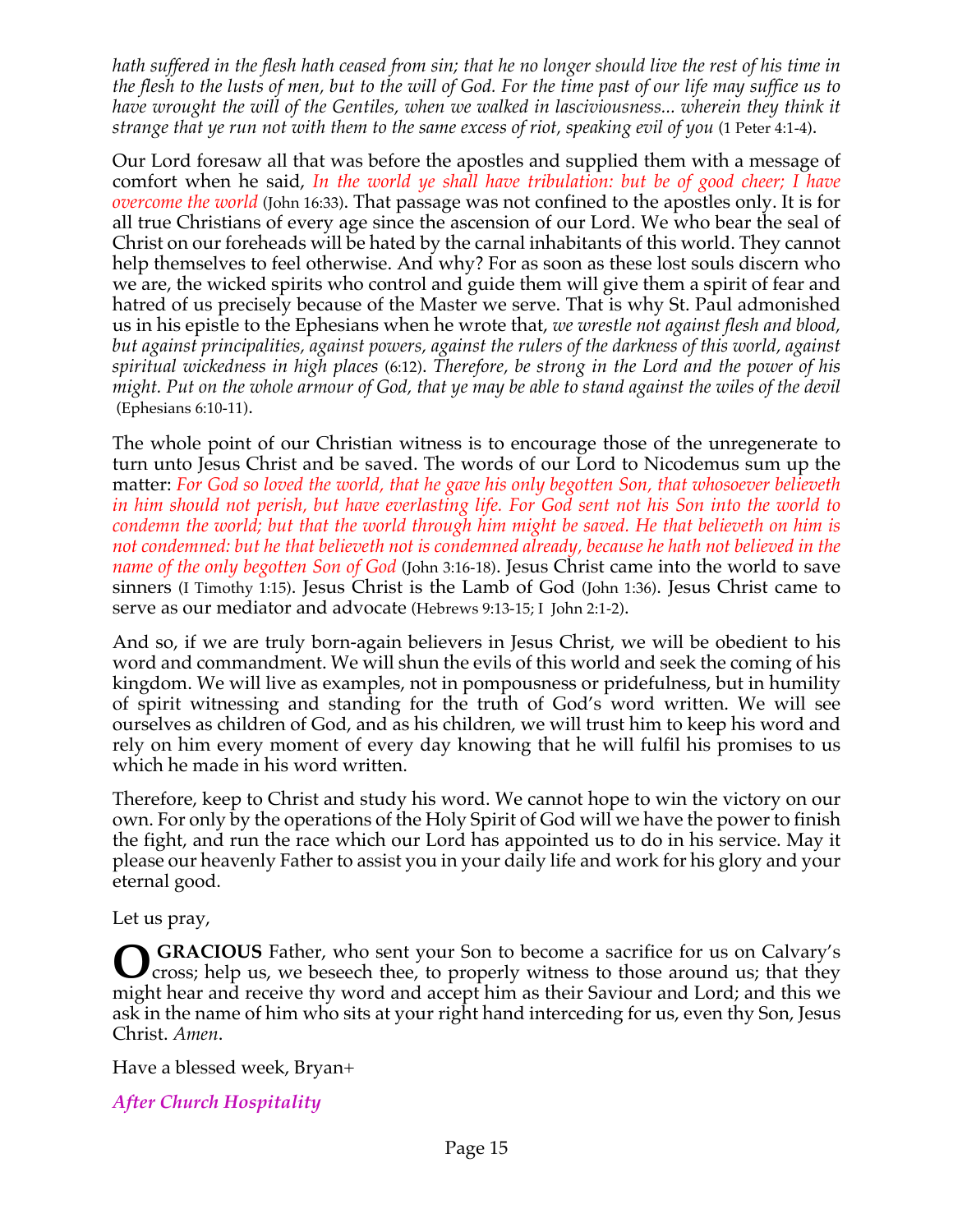*hath suffered in the flesh hath ceased from sin; that he no longer should live the rest of his time in the flesh to the lusts of men, but to the will of God. For the time past of our life may suffice us to have wrought the will of the Gentiles, when we walked in lasciviousness... wherein they think it strange that ye run not with them to the same excess of riot, speaking evil of you* (1 Peter 4:1-4).

Our Lord foresaw all that was before the apostles and supplied them with a message of comfort when he said, *In the world ye shall have tribulation: but be of good cheer; I have overcome the world* (John 16:33). That passage was not confined to the apostles only. It is for all true Christians of every age since the ascension of our Lord. We who bear the seal of Christ on our foreheads will be hated by the carnal inhabitants of this world. They cannot help themselves to feel otherwise. And why? For as soon as these lost souls discern who we are, the wicked spirits who control and guide them will give them a spirit of fear and hatred of us precisely because of the Master we serve. That is why St. Paul admonished us in his epistle to the Ephesians when he wrote that, *we wrestle not against flesh and blood, but against principalities, against powers, against the rulers of the darkness of this world, against spiritual wickedness in high places* (6:12). *Therefore, be strong in the Lord and the power of his might. Put on the whole armour of God, that ye may be able to stand against the wiles of the devil* (Ephesians 6:10-11).

The whole point of our Christian witness is to encourage those of the unregenerate to turn unto Jesus Christ and be saved. The words of our Lord to Nicodemus sum up the matter: *For God so loved the world, that he gave his only begotten Son, that whosoever believeth in him should not perish, but have everlasting life. For God sent not his Son into the world to condemn the world; but that the world through him might be saved. He that believeth on him is not condemned: but he that believeth not is condemned already, because he hath not believed in the name of the only begotten Son of God* (John 3:16-18). Jesus Christ came into the world to save sinners (I Timothy 1:15). Jesus Christ is the Lamb of God (John 1:36). Jesus Christ came to serve as our mediator and advocate (Hebrews 9:13-15; I John 2:1-2).

And so, if we are truly born-again believers in Jesus Christ, we will be obedient to his word and commandment. We will shun the evils of this world and seek the coming of his kingdom. We will live as examples, not in pompousness or pridefulness, but in humility of spirit witnessing and standing for the truth of God's word written. We will see ourselves as children of God, and as his children, we will trust him to keep his word and rely on him every moment of every day knowing that he will fulfil his promises to us which he made in his word written.

Therefore, keep to Christ and study his word. We cannot hope to win the victory on our own. For only by the operations of the Holy Spirit of God will we have the power to finish the fight, and run the race which our Lord has appointed us to do in his service. May it please our heavenly Father to assist you in your daily life and work for his glory and your eternal good.

Let us pray,

**O GRACIOUS** Father, who sent your Son to become a sacrifice for us on Calvary's cross; help us, we beseech thee, to properly witness to those around us; that they might hear and receive thy word and accept him as their Saviour and Lord; and this we ask in the name of him who sits at your right hand interceding for us, even thy Son, Jesus Christ. *Amen*.

Have a blessed week, Bryan+

***After Church Hospitality***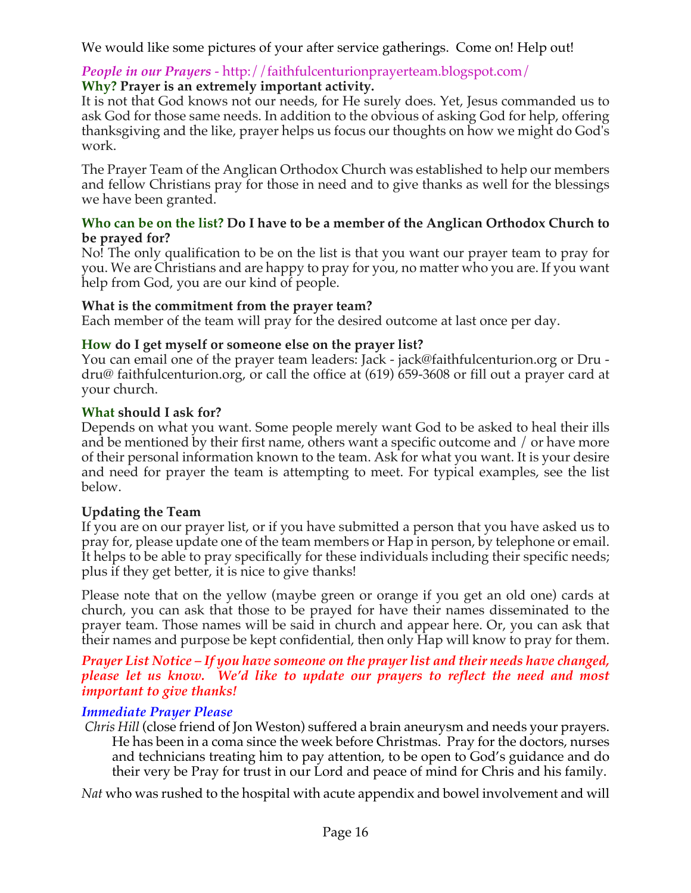We would like some pictures of your after service gatherings. Come on! Help out!

*People in our Prayers* - http://faithfulcenturionprayerteam.blogspot.com/

**Why? Prayer is an extremely important activity.**

It is not that God knows not our needs, for He surely does. Yet, Jesus commanded us to ask God for those same needs. In addition to the obvious of asking God for help, offering thanksgiving and the like, prayer helps us focus our thoughts on how we might do God's work.

The Prayer Team of the Anglican Orthodox Church was established to help our members and fellow Christians pray for those in need and to give thanks as well for the blessings we have been granted.

**Who can be on the list? Do I have to be a member of the Anglican Orthodox Church to be prayed for?**

No! The only qualification to be on the list is that you want our prayer team to pray for you. We are Christians and are happy to pray for you, no matter who you are. If you want help from God, you are our kind of people.

**What is the commitment from the prayer team?**

Each member of the team will pray for the desired outcome at last once per day.

**How do I get myself or someone else on the prayer list?**

You can email one of the prayer team leaders: Jack - jack@faithfulcenturion.org or Dru - dru@ faithfulcenturion.org, or call the office at (619) 659-3608 or fill out a prayer card at your church.

**What should I ask for?**

Depends on what you want. Some people merely want God to be asked to heal their ills and be mentioned by their first name, others want a specific outcome and / or have more of their personal information known to the team. Ask for what you want. It is your desire and need for prayer the team is attempting to meet. For typical examples, see the list below.

**Updating the Team**

If you are on our prayer list, or if you have submitted a person that you have asked us to pray for, please update one of the team members or Hap in person, by telephone or email. It helps to be able to pray specifically for these individuals including their specific needs; plus if they get better, it is nice to give thanks!

Please note that on the yellow (maybe green or orange if you get an old one) cards at church, you can ask that those to be prayed for have their names disseminated to the prayer team. Those names will be said in church and appear here. Or, you can ask that their names and purpose be kept confidential, then only Hap will know to pray for them.

***Prayer List Notice – If you have someone on the prayer list and their needs have changed, please let us know. We'd like to update our prayers to reflect the need and most important to give thanks!***

***Immediate Prayer Please***

*Chris Hill* (close friend of Jon Weston) suffered a brain aneurysm and needs your prayers. He has been in a coma since the week before Christmas. Pray for the doctors, nurses and technicians treating him to pay attention, to be open to God's guidance and do their very be Pray for trust in our Lord and peace of mind for Chris and his family.

*Nat* who was rushed to the hospital with acute appendix and bowel involvement and will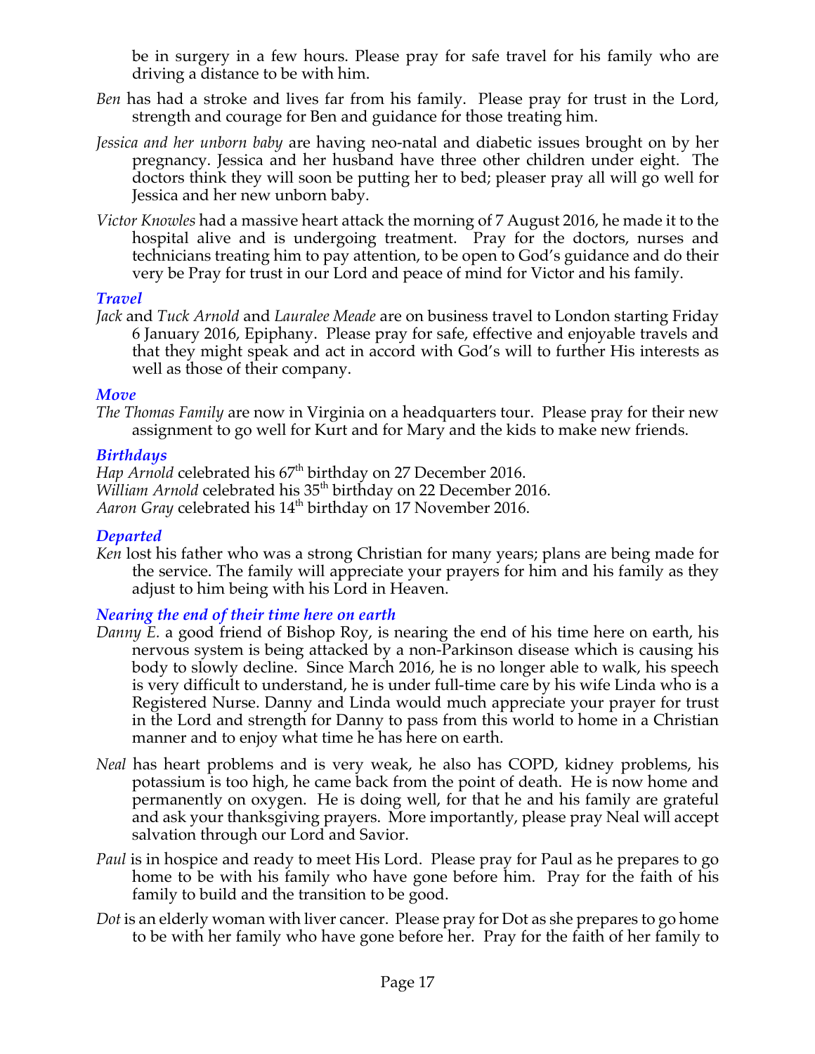be in surgery in a few hours. Please pray for safe travel for his family who are driving a distance to be with him.

*Ben* has had a stroke and lives far from his family. Please pray for trust in the Lord, strength and courage for Ben and guidance for those treating him.

*Jessica and her unborn baby* are having neo-natal and diabetic issues brought on by her pregnancy. Jessica and her husband have three other children under eight. The doctors think they will soon be putting her to bed; pleaser pray all will go well for Jessica and her new unborn baby.

*Victor Knowles* had a massive heart attack the morning of 7 August 2016, he made it to the hospital alive and is undergoing treatment. Pray for the doctors, nurses and technicians treating him to pay attention, to be open to God's guidance and do their very be Pray for trust in our Lord and peace of mind for Victor and his family.

### *Travel*

*Jack* and *Tuck Arnold* and *Lauralee Meade* are on business travel to London starting Friday 6 January 2016, Epiphany. Please pray for safe, effective and enjoyable travels and that they might speak and act in accord with God's will to further His interests as well as those of their company.

### *Move*

*The Thomas Family* are now in Virginia on a headquarters tour. Please pray for their new assignment to go well for Kurt and for Mary and the kids to make new friends.

### *Birthdays*

*Hap Arnold* celebrated his 67th birthday on 27 December 2016.
*William Arnold* celebrated his 35th birthday on 22 December 2016.
*Aaron Gray* celebrated his 14th birthday on 17 November 2016.

### *Departed*

*Ken* lost his father who was a strong Christian for many years; plans are being made for the service. The family will appreciate your prayers for him and his family as they adjust to him being with his Lord in Heaven.

### *Nearing the end of their time here on earth*

*Danny E.* a good friend of Bishop Roy, is nearing the end of his time here on earth, his nervous system is being attacked by a non-Parkinson disease which is causing his body to slowly decline. Since March 2016, he is no longer able to walk, his speech is very difficult to understand, he is under full-time care by his wife Linda who is a Registered Nurse. Danny and Linda would much appreciate your prayer for trust in the Lord and strength for Danny to pass from this world to home in a Christian manner and to enjoy what time he has here on earth.

*Neal* has heart problems and is very weak, he also has COPD, kidney problems, his potassium is too high, he came back from the point of death. He is now home and permanently on oxygen. He is doing well, for that he and his family are grateful and ask your thanksgiving prayers. More importantly, please pray Neal will accept salvation through our Lord and Savior.

*Paul* is in hospice and ready to meet His Lord. Please pray for Paul as he prepares to go home to be with his family who have gone before him. Pray for the faith of his family to build and the transition to be good.

*Dot* is an elderly woman with liver cancer. Please pray for Dot as she prepares to go home to be with her family who have gone before her. Pray for the faith of her family to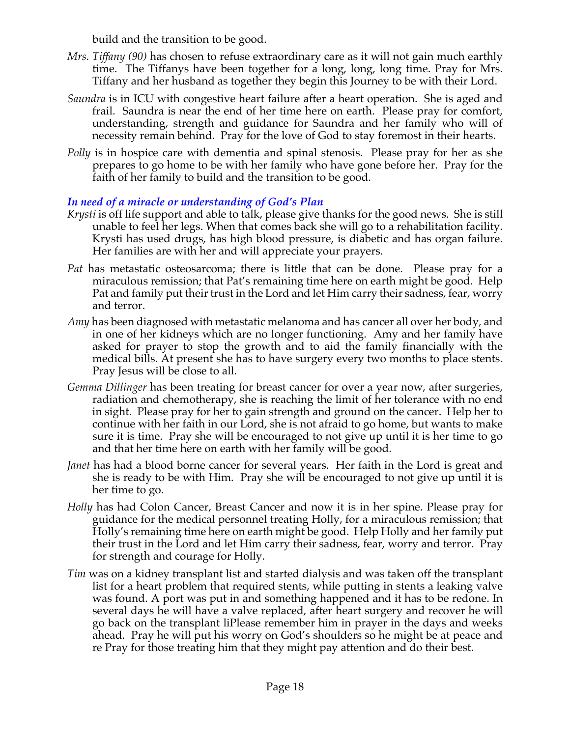build and the transition to be good.

*Mrs. Tiffany (90)* has chosen to refuse extraordinary care as it will not gain much earthly time. The Tiffanys have been together for a long, long, long time. Pray for Mrs. Tiffany and her husband as together they begin this Journey to be with their Lord.

*Saundra* is in ICU with congestive heart failure after a heart operation. She is aged and frail. Saundra is near the end of her time here on earth. Please pray for comfort, understanding, strength and guidance for Saundra and her family who will of necessity remain behind. Pray for the love of God to stay foremost in their hearts.

*Polly* is in hospice care with dementia and spinal stenosis. Please pray for her as she prepares to go home to be with her family who have gone before her. Pray for the faith of her family to build and the transition to be good.

### *In need of a miracle or understanding of God's Plan*

*Krysti* is off life support and able to talk, please give thanks for the good news. She is still unable to feel her legs. When that comes back she will go to a rehabilitation facility. Krysti has used drugs, has high blood pressure, is diabetic and has organ failure. Her families are with her and will appreciate your prayers.

*Pat* has metastatic osteosarcoma; there is little that can be done. Please pray for a miraculous remission; that Pat's remaining time here on earth might be good. Help Pat and family put their trust in the Lord and let Him carry their sadness, fear, worry and terror.

*Amy* has been diagnosed with metastatic melanoma and has cancer all over her body, and in one of her kidneys which are no longer functioning. Amy and her family have asked for prayer to stop the growth and to aid the family financially with the medical bills. At present she has to have surgery every two months to place stents. Pray Jesus will be close to all.

*Gemma Dillinger* has been treating for breast cancer for over a year now, after surgeries, radiation and chemotherapy, she is reaching the limit of her tolerance with no end in sight. Please pray for her to gain strength and ground on the cancer. Help her to continue with her faith in our Lord, she is not afraid to go home, but wants to make sure it is time. Pray she will be encouraged to not give up until it is her time to go and that her time here on earth with her family will be good.

*Janet* has had a blood borne cancer for several years. Her faith in the Lord is great and she is ready to be with Him. Pray she will be encouraged to not give up until it is her time to go.

*Holly* has had Colon Cancer, Breast Cancer and now it is in her spine. Please pray for guidance for the medical personnel treating Holly, for a miraculous remission; that Holly's remaining time here on earth might be good. Help Holly and her family put their trust in the Lord and let Him carry their sadness, fear, worry and terror. Pray for strength and courage for Holly.

*Tim* was on a kidney transplant list and started dialysis and was taken off the transplant list for a heart problem that required stents, while putting in stents a leaking valve was found. A port was put in and something happened and it has to be redone. In several days he will have a valve replaced, after heart surgery and recover he will go back on the transplant liPlease remember him in prayer in the days and weeks ahead. Pray he will put his worry on God's shoulders so he might be at peace and re Pray for those treating him that they might pay attention and do their best.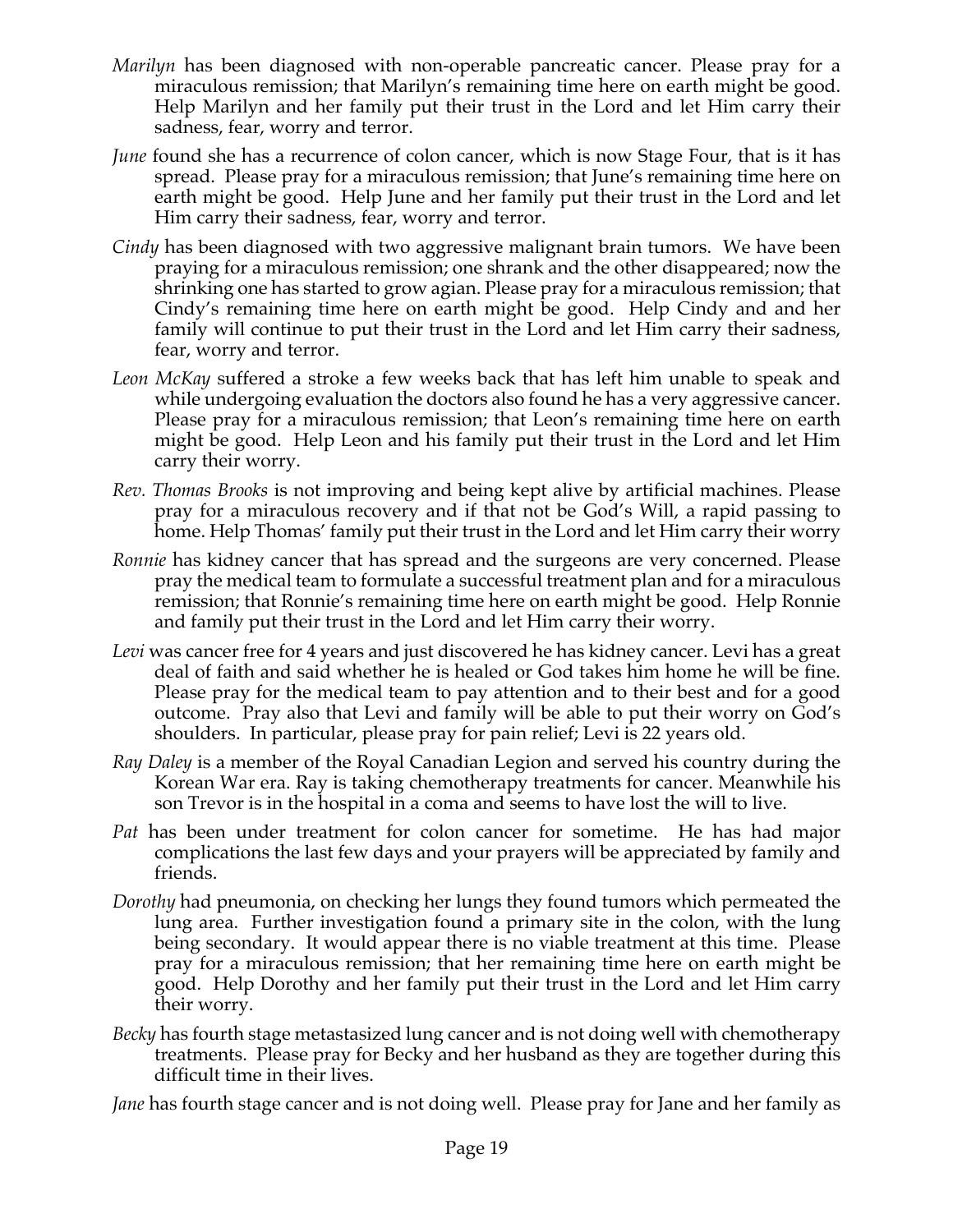*Marilyn* has been diagnosed with non-operable pancreatic cancer. Please pray for a miraculous remission; that Marilyn's remaining time here on earth might be good. Help Marilyn and her family put their trust in the Lord and let Him carry their sadness, fear, worry and terror.

*June* found she has a recurrence of colon cancer, which is now Stage Four, that is it has spread. Please pray for a miraculous remission; that June's remaining time here on earth might be good. Help June and her family put their trust in the Lord and let Him carry their sadness, fear, worry and terror.

*Cindy* has been diagnosed with two aggressive malignant brain tumors. We have been praying for a miraculous remission; one shrank and the other disappeared; now the shrinking one has started to grow agian. Please pray for a miraculous remission; that Cindy's remaining time here on earth might be good. Help Cindy and and her family will continue to put their trust in the Lord and let Him carry their sadness, fear, worry and terror.

*Leon McKay* suffered a stroke a few weeks back that has left him unable to speak and while undergoing evaluation the doctors also found he has a very aggressive cancer. Please pray for a miraculous remission; that Leon's remaining time here on earth might be good. Help Leon and his family put their trust in the Lord and let Him carry their worry.

*Rev. Thomas Brooks* is not improving and being kept alive by artificial machines. Please pray for a miraculous recovery and if that not be God's Will, a rapid passing to home. Help Thomas' family put their trust in the Lord and let Him carry their worry

*Ronnie* has kidney cancer that has spread and the surgeons are very concerned. Please pray the medical team to formulate a successful treatment plan and for a miraculous remission; that Ronnie's remaining time here on earth might be good. Help Ronnie and family put their trust in the Lord and let Him carry their worry.

*Levi* was cancer free for 4 years and just discovered he has kidney cancer. Levi has a great deal of faith and said whether he is healed or God takes him home he will be fine. Please pray for the medical team to pay attention and to their best and for a good outcome. Pray also that Levi and family will be able to put their worry on God's shoulders. In particular, please pray for pain relief; Levi is 22 years old.

*Ray Daley* is a member of the Royal Canadian Legion and served his country during the Korean War era. Ray is taking chemotherapy treatments for cancer. Meanwhile his son Trevor is in the hospital in a coma and seems to have lost the will to live.

*Pat* has been under treatment for colon cancer for sometime. He has had major complications the last few days and your prayers will be appreciated by family and friends.

*Dorothy* had pneumonia, on checking her lungs they found tumors which permeated the lung area. Further investigation found a primary site in the colon, with the lung being secondary. It would appear there is no viable treatment at this time. Please pray for a miraculous remission; that her remaining time here on earth might be good. Help Dorothy and her family put their trust in the Lord and let Him carry their worry.

*Becky* has fourth stage metastasized lung cancer and is not doing well with chemotherapy treatments. Please pray for Becky and her husband as they are together during this difficult time in their lives.

*Jane* has fourth stage cancer and is not doing well. Please pray for Jane and her family as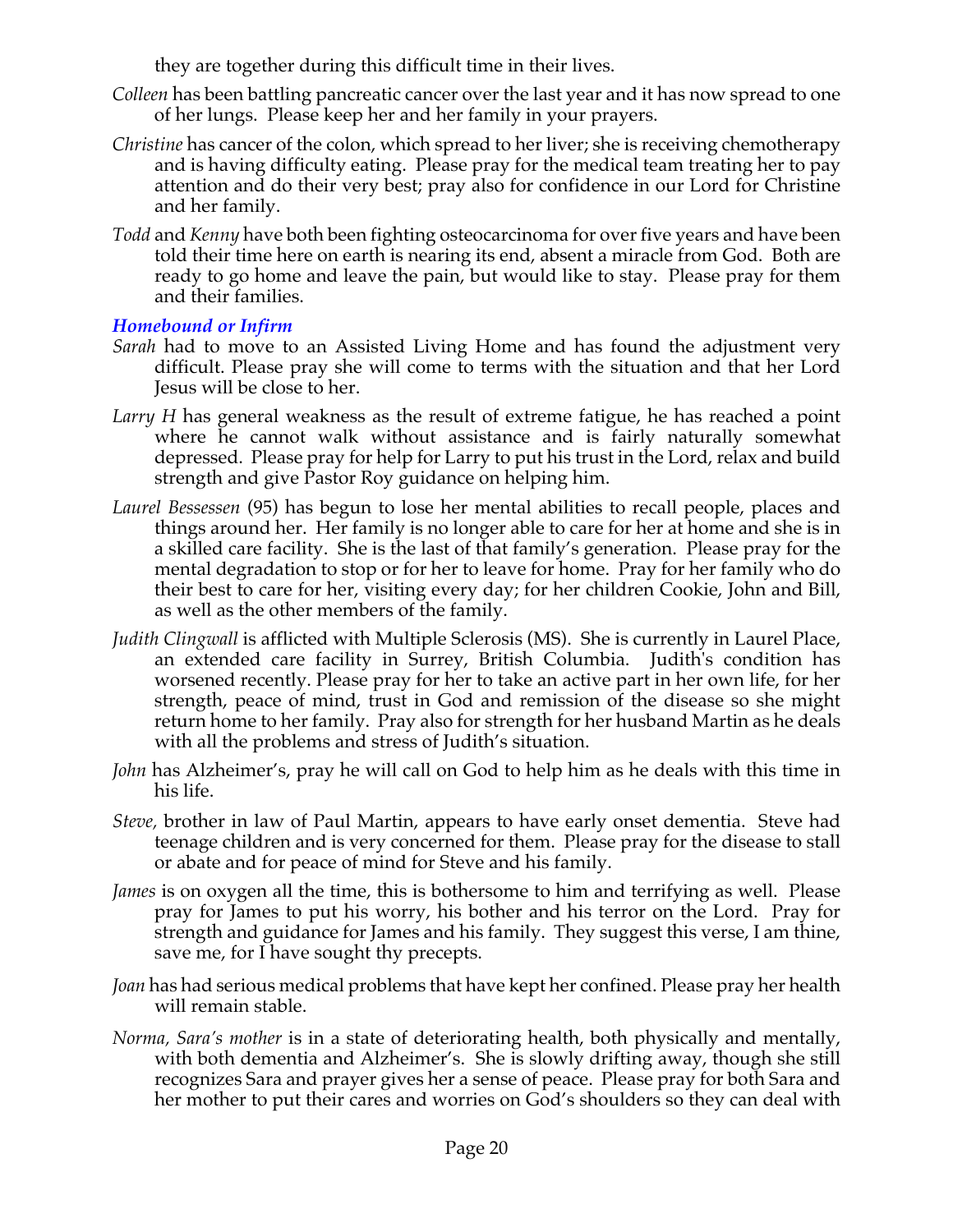they are together during this difficult time in their lives.

*Colleen* has been battling pancreatic cancer over the last year and it has now spread to one of her lungs. Please keep her and her family in your prayers.

*Christine* has cancer of the colon, which spread to her liver; she is receiving chemotherapy and is having difficulty eating. Please pray for the medical team treating her to pay attention and do their very best; pray also for confidence in our Lord for Christine and her family.

*Todd* and *Kenny* have both been fighting osteocarcinoma for over five years and have been told their time here on earth is nearing its end, absent a miracle from God. Both are ready to go home and leave the pain, but would like to stay. Please pray for them and their families.

### *Homebound or Infirm*

*Sarah* had to move to an Assisted Living Home and has found the adjustment very difficult. Please pray she will come to terms with the situation and that her Lord Jesus will be close to her.

*Larry H* has general weakness as the result of extreme fatigue, he has reached a point where he cannot walk without assistance and is fairly naturally somewhat depressed. Please pray for help for Larry to put his trust in the Lord, relax and build strength and give Pastor Roy guidance on helping him.

*Laurel Bessessen* (95) has begun to lose her mental abilities to recall people, places and things around her. Her family is no longer able to care for her at home and she is in a skilled care facility. She is the last of that family's generation. Please pray for the mental degradation to stop or for her to leave for home. Pray for her family who do their best to care for her, visiting every day; for her children Cookie, John and Bill, as well as the other members of the family.

*Judith Clingwall* is afflicted with Multiple Sclerosis (MS). She is currently in Laurel Place, an extended care facility in Surrey, British Columbia. Judith's condition has worsened recently. Please pray for her to take an active part in her own life, for her strength, peace of mind, trust in God and remission of the disease so she might return home to her family. Pray also for strength for her husband Martin as he deals with all the problems and stress of Judith's situation.

*John* has Alzheimer's, pray he will call on God to help him as he deals with this time in his life.

*Steve,* brother in law of Paul Martin, appears to have early onset dementia. Steve had teenage children and is very concerned for them. Please pray for the disease to stall or abate and for peace of mind for Steve and his family.

*James* is on oxygen all the time, this is bothersome to him and terrifying as well. Please pray for James to put his worry, his bother and his terror on the Lord. Pray for strength and guidance for James and his family. They suggest this verse, I am thine, save me, for I have sought thy precepts.

*Joan* has had serious medical problems that have kept her confined. Please pray her health will remain stable.

*Norma, Sara's mother* is in a state of deteriorating health, both physically and mentally, with both dementia and Alzheimer's. She is slowly drifting away, though she still recognizes Sara and prayer gives her a sense of peace. Please pray for both Sara and her mother to put their cares and worries on God's shoulders so they can deal with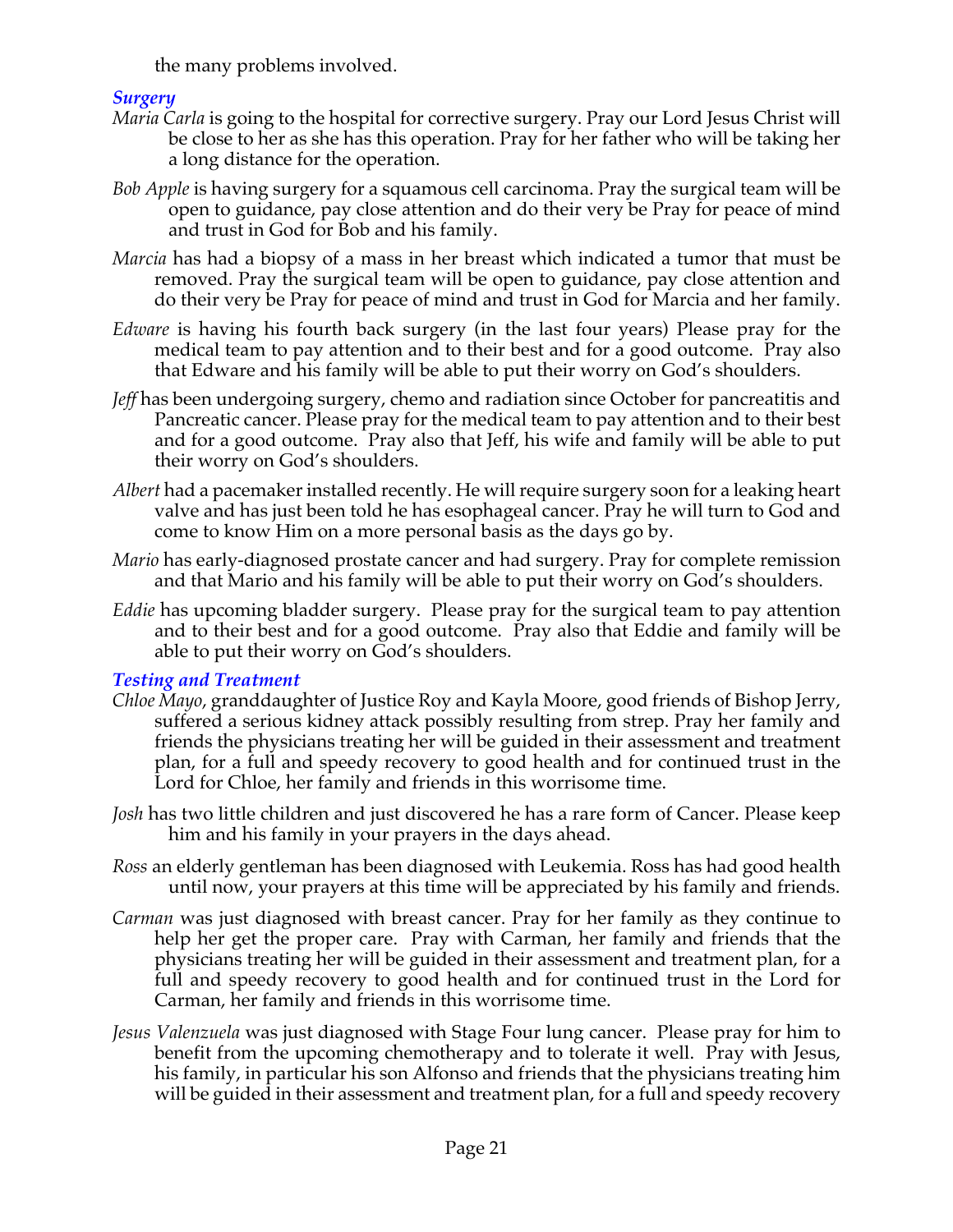the many problems involved.

### *Surgery*

*Maria Carla* is going to the hospital for corrective surgery. Pray our Lord Jesus Christ will be close to her as she has this operation. Pray for her father who will be taking her a long distance for the operation.

*Bob Apple* is having surgery for a squamous cell carcinoma. Pray the surgical team will be open to guidance, pay close attention and do their very be Pray for peace of mind and trust in God for Bob and his family.

*Marcia* has had a biopsy of a mass in her breast which indicated a tumor that must be removed. Pray the surgical team will be open to guidance, pay close attention and do their very be Pray for peace of mind and trust in God for Marcia and her family.

*Edware* is having his fourth back surgery (in the last four years) Please pray for the medical team to pay attention and to their best and for a good outcome. Pray also that Edware and his family will be able to put their worry on God's shoulders.

*Jeff* has been undergoing surgery, chemo and radiation since October for pancreatitis and Pancreatic cancer. Please pray for the medical team to pay attention and to their best and for a good outcome. Pray also that Jeff, his wife and family will be able to put their worry on God's shoulders.

*Albert* had a pacemaker installed recently. He will require surgery soon for a leaking heart valve and has just been told he has esophageal cancer. Pray he will turn to God and come to know Him on a more personal basis as the days go by.

*Mario* has early-diagnosed prostate cancer and had surgery. Pray for complete remission and that Mario and his family will be able to put their worry on God's shoulders.

*Eddie* has upcoming bladder surgery. Please pray for the surgical team to pay attention and to their best and for a good outcome. Pray also that Eddie and family will be able to put their worry on God's shoulders.

### *Testing and Treatment*

*Chloe Mayo*, granddaughter of Justice Roy and Kayla Moore, good friends of Bishop Jerry, suffered a serious kidney attack possibly resulting from strep. Pray her family and friends the physicians treating her will be guided in their assessment and treatment plan, for a full and speedy recovery to good health and for continued trust in the Lord for Chloe, her family and friends in this worrisome time.

*Josh* has two little children and just discovered he has a rare form of Cancer. Please keep him and his family in your prayers in the days ahead.

*Ross* an elderly gentleman has been diagnosed with Leukemia. Ross has had good health until now, your prayers at this time will be appreciated by his family and friends.

*Carman* was just diagnosed with breast cancer. Pray for her family as they continue to help her get the proper care. Pray with Carman, her family and friends that the physicians treating her will be guided in their assessment and treatment plan, for a full and speedy recovery to good health and for continued trust in the Lord for Carman, her family and friends in this worrisome time.

*Jesus Valenzuela* was just diagnosed with Stage Four lung cancer. Please pray for him to benefit from the upcoming chemotherapy and to tolerate it well. Pray with Jesus, his family, in particular his son Alfonso and friends that the physicians treating him will be guided in their assessment and treatment plan, for a full and speedy recovery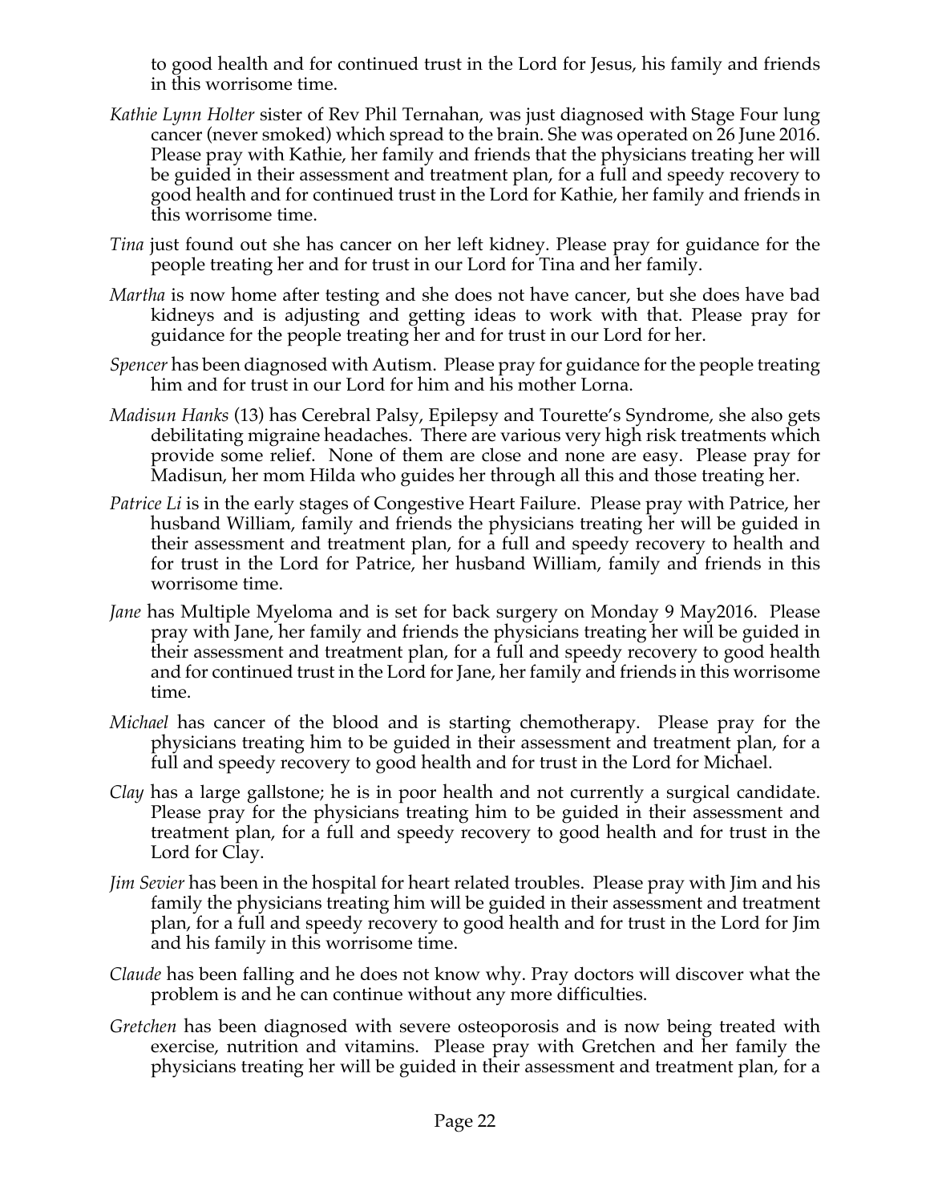to good health and for continued trust in the Lord for Jesus, his family and friends in this worrisome time.

*Kathie Lynn Holter* sister of Rev Phil Ternahan, was just diagnosed with Stage Four lung cancer (never smoked) which spread to the brain. She was operated on 26 June 2016. Please pray with Kathie, her family and friends that the physicians treating her will be guided in their assessment and treatment plan, for a full and speedy recovery to good health and for continued trust in the Lord for Kathie, her family and friends in this worrisome time.

*Tina* just found out she has cancer on her left kidney. Please pray for guidance for the people treating her and for trust in our Lord for Tina and her family.

*Martha* is now home after testing and she does not have cancer, but she does have bad kidneys and is adjusting and getting ideas to work with that. Please pray for guidance for the people treating her and for trust in our Lord for her.

*Spencer* has been diagnosed with Autism. Please pray for guidance for the people treating him and for trust in our Lord for him and his mother Lorna.

*Madisun Hanks* (13) has Cerebral Palsy, Epilepsy and Tourette's Syndrome, she also gets debilitating migraine headaches. There are various very high risk treatments which provide some relief. None of them are close and none are easy. Please pray for Madisun, her mom Hilda who guides her through all this and those treating her.

*Patrice Li* is in the early stages of Congestive Heart Failure. Please pray with Patrice, her husband William, family and friends the physicians treating her will be guided in their assessment and treatment plan, for a full and speedy recovery to health and for trust in the Lord for Patrice, her husband William, family and friends in this worrisome time.

*Jane* has Multiple Myeloma and is set for back surgery on Monday 9 May2016. Please pray with Jane, her family and friends the physicians treating her will be guided in their assessment and treatment plan, for a full and speedy recovery to good health and for continued trust in the Lord for Jane, her family and friends in this worrisome time.

*Michael* has cancer of the blood and is starting chemotherapy. Please pray for the physicians treating him to be guided in their assessment and treatment plan, for a full and speedy recovery to good health and for trust in the Lord for Michael.

*Clay* has a large gallstone; he is in poor health and not currently a surgical candidate. Please pray for the physicians treating him to be guided in their assessment and treatment plan, for a full and speedy recovery to good health and for trust in the Lord for Clay.

*Jim Sevier* has been in the hospital for heart related troubles. Please pray with Jim and his family the physicians treating him will be guided in their assessment and treatment plan, for a full and speedy recovery to good health and for trust in the Lord for Jim and his family in this worrisome time.

*Claude* has been falling and he does not know why. Pray doctors will discover what the problem is and he can continue without any more difficulties.

*Gretchen* has been diagnosed with severe osteoporosis and is now being treated with exercise, nutrition and vitamins. Please pray with Gretchen and her family the physicians treating her will be guided in their assessment and treatment plan, for a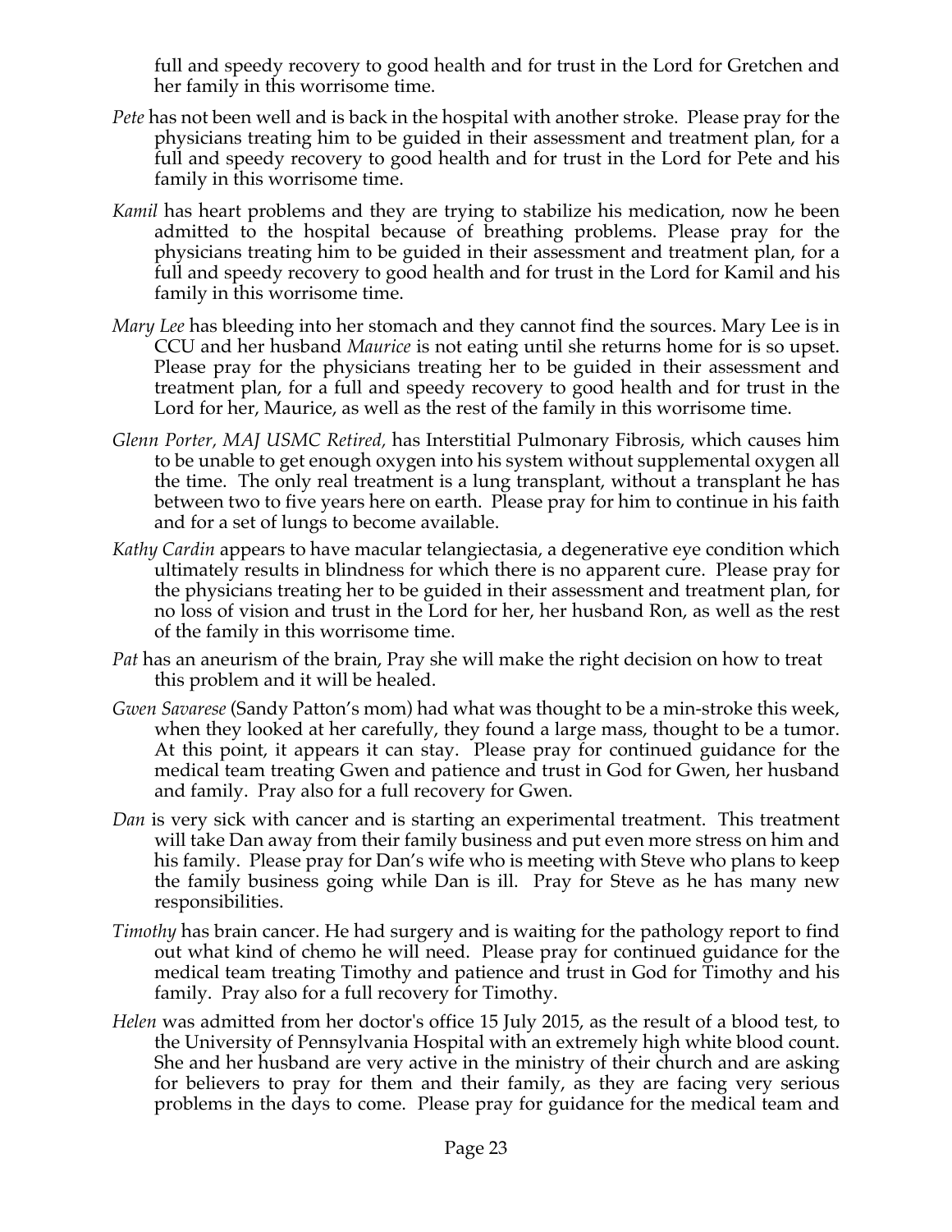full and speedy recovery to good health and for trust in the Lord for Gretchen and her family in this worrisome time.

*Pete* has not been well and is back in the hospital with another stroke. Please pray for the physicians treating him to be guided in their assessment and treatment plan, for a full and speedy recovery to good health and for trust in the Lord for Pete and his family in this worrisome time.

*Kamil* has heart problems and they are trying to stabilize his medication, now he been admitted to the hospital because of breathing problems. Please pray for the physicians treating him to be guided in their assessment and treatment plan, for a full and speedy recovery to good health and for trust in the Lord for Kamil and his family in this worrisome time.

*Mary Lee* has bleeding into her stomach and they cannot find the sources. Mary Lee is in CCU and her husband *Maurice* is not eating until she returns home for is so upset. Please pray for the physicians treating her to be guided in their assessment and treatment plan, for a full and speedy recovery to good health and for trust in the Lord for her, Maurice, as well as the rest of the family in this worrisome time.

*Glenn Porter, MAJ USMC Retired,* has Interstitial Pulmonary Fibrosis, which causes him to be unable to get enough oxygen into his system without supplemental oxygen all the time. The only real treatment is a lung transplant, without a transplant he has between two to five years here on earth. Please pray for him to continue in his faith and for a set of lungs to become available.

*Kathy Cardin* appears to have macular telangiectasia, a degenerative eye condition which ultimately results in blindness for which there is no apparent cure. Please pray for the physicians treating her to be guided in their assessment and treatment plan, for no loss of vision and trust in the Lord for her, her husband Ron, as well as the rest of the family in this worrisome time.

*Pat* has an aneurism of the brain, Pray she will make the right decision on how to treat this problem and it will be healed.

*Gwen Savarese* (Sandy Patton's mom) had what was thought to be a min-stroke this week, when they looked at her carefully, they found a large mass, thought to be a tumor. At this point, it appears it can stay. Please pray for continued guidance for the medical team treating Gwen and patience and trust in God for Gwen, her husband and family. Pray also for a full recovery for Gwen.

*Dan* is very sick with cancer and is starting an experimental treatment. This treatment will take Dan away from their family business and put even more stress on him and his family. Please pray for Dan's wife who is meeting with Steve who plans to keep the family business going while Dan is ill. Pray for Steve as he has many new responsibilities.

*Timothy* has brain cancer. He had surgery and is waiting for the pathology report to find out what kind of chemo he will need. Please pray for continued guidance for the medical team treating Timothy and patience and trust in God for Timothy and his family. Pray also for a full recovery for Timothy.

*Helen* was admitted from her doctor's office 15 July 2015, as the result of a blood test, to the University of Pennsylvania Hospital with an extremely high white blood count. She and her husband are very active in the ministry of their church and are asking for believers to pray for them and their family, as they are facing very serious problems in the days to come. Please pray for guidance for the medical team and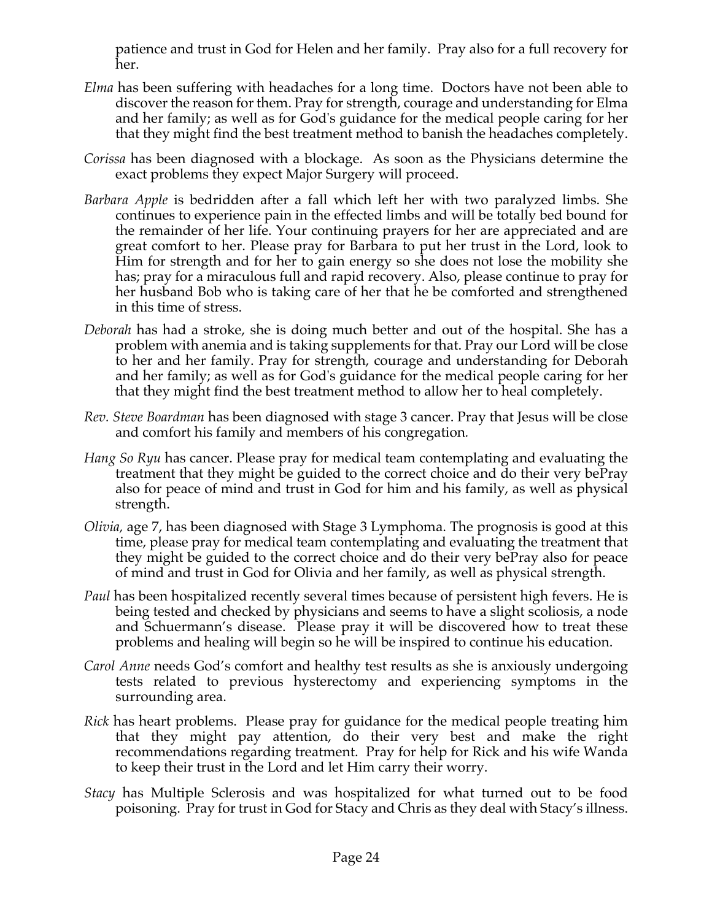patience and trust in God for Helen and her family. Pray also for a full recovery for her.

*Elma* has been suffering with headaches for a long time. Doctors have not been able to discover the reason for them. Pray for strength, courage and understanding for Elma and her family; as well as for God's guidance for the medical people caring for her that they might find the best treatment method to banish the headaches completely.

*Corissa* has been diagnosed with a blockage. As soon as the Physicians determine the exact problems they expect Major Surgery will proceed.

*Barbara Apple* is bedridden after a fall which left her with two paralyzed limbs. She continues to experience pain in the effected limbs and will be totally bed bound for the remainder of her life. Your continuing prayers for her are appreciated and are great comfort to her. Please pray for Barbara to put her trust in the Lord, look to Him for strength and for her to gain energy so she does not lose the mobility she has; pray for a miraculous full and rapid recovery. Also, please continue to pray for her husband Bob who is taking care of her that he be comforted and strengthened in this time of stress.

*Deborah* has had a stroke, she is doing much better and out of the hospital. She has a problem with anemia and is taking supplements for that. Pray our Lord will be close to her and her family. Pray for strength, courage and understanding for Deborah and her family; as well as for God's guidance for the medical people caring for her that they might find the best treatment method to allow her to heal completely.

*Rev. Steve Boardman* has been diagnosed with stage 3 cancer. Pray that Jesus will be close and comfort his family and members of his congregation.

*Hang So Ryu* has cancer. Please pray for medical team contemplating and evaluating the treatment that they might be guided to the correct choice and do their very bePray also for peace of mind and trust in God for him and his family, as well as physical strength.

*Olivia,* age 7, has been diagnosed with Stage 3 Lymphoma. The prognosis is good at this time, please pray for medical team contemplating and evaluating the treatment that they might be guided to the correct choice and do their very bePray also for peace of mind and trust in God for Olivia and her family, as well as physical strength.

*Paul* has been hospitalized recently several times because of persistent high fevers. He is being tested and checked by physicians and seems to have a slight scoliosis, a node and Schuermann's disease. Please pray it will be discovered how to treat these problems and healing will begin so he will be inspired to continue his education.

*Carol Anne* needs God's comfort and healthy test results as she is anxiously undergoing tests related to previous hysterectomy and experiencing symptoms in the surrounding area.

*Rick* has heart problems. Please pray for guidance for the medical people treating him that they might pay attention, do their very best and make the right recommendations regarding treatment. Pray for help for Rick and his wife Wanda to keep their trust in the Lord and let Him carry their worry.

*Stacy* has Multiple Sclerosis and was hospitalized for what turned out to be food poisoning. Pray for trust in God for Stacy and Chris as they deal with Stacy's illness.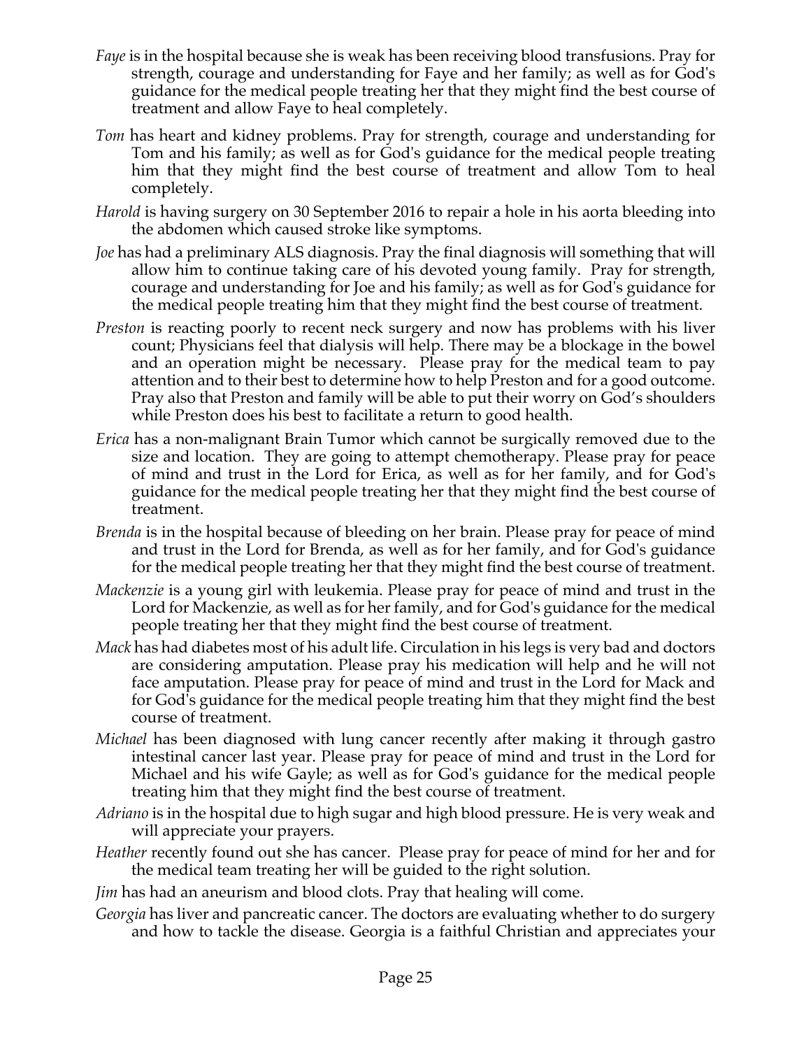*Faye* is in the hospital because she is weak has been receiving blood transfusions. Pray for strength, courage and understanding for Faye and her family; as well as for God's guidance for the medical people treating her that they might find the best course of treatment and allow Faye to heal completely.

*Tom* has heart and kidney problems. Pray for strength, courage and understanding for Tom and his family; as well as for God's guidance for the medical people treating him that they might find the best course of treatment and allow Tom to heal completely.

*Harold* is having surgery on 30 September 2016 to repair a hole in his aorta bleeding into the abdomen which caused stroke like symptoms.

*Joe* has had a preliminary ALS diagnosis. Pray the final diagnosis will something that will allow him to continue taking care of his devoted young family. Pray for strength, courage and understanding for Joe and his family; as well as for God's guidance for the medical people treating him that they might find the best course of treatment.

*Preston* is reacting poorly to recent neck surgery and now has problems with his liver count; Physicians feel that dialysis will help. There may be a blockage in the bowel and an operation might be necessary. Please pray for the medical team to pay attention and to their best to determine how to help Preston and for a good outcome. Pray also that Preston and family will be able to put their worry on God's shoulders while Preston does his best to facilitate a return to good health.

*Erica* has a non-malignant Brain Tumor which cannot be surgically removed due to the size and location. They are going to attempt chemotherapy. Please pray for peace of mind and trust in the Lord for Erica, as well as for her family, and for God's guidance for the medical people treating her that they might find the best course of treatment.

*Brenda* is in the hospital because of bleeding on her brain. Please pray for peace of mind and trust in the Lord for Brenda, as well as for her family, and for God's guidance for the medical people treating her that they might find the best course of treatment.

*Mackenzie* is a young girl with leukemia. Please pray for peace of mind and trust in the Lord for Mackenzie, as well as for her family, and for God's guidance for the medical people treating her that they might find the best course of treatment.

*Mack* has had diabetes most of his adult life. Circulation in his legs is very bad and doctors are considering amputation. Please pray his medication will help and he will not face amputation. Please pray for peace of mind and trust in the Lord for Mack and for God's guidance for the medical people treating him that they might find the best course of treatment.

*Michael* has been diagnosed with lung cancer recently after making it through gastro intestinal cancer last year. Please pray for peace of mind and trust in the Lord for Michael and his wife Gayle; as well as for God's guidance for the medical people treating him that they might find the best course of treatment.

*Adriano* is in the hospital due to high sugar and high blood pressure. He is very weak and will appreciate your prayers.

*Heather* recently found out she has cancer. Please pray for peace of mind for her and for the medical team treating her will be guided to the right solution.

*Jim* has had an aneurism and blood clots. Pray that healing will come.

*Georgia* has liver and pancreatic cancer. The doctors are evaluating whether to do surgery and how to tackle the disease. Georgia is a faithful Christian and appreciates your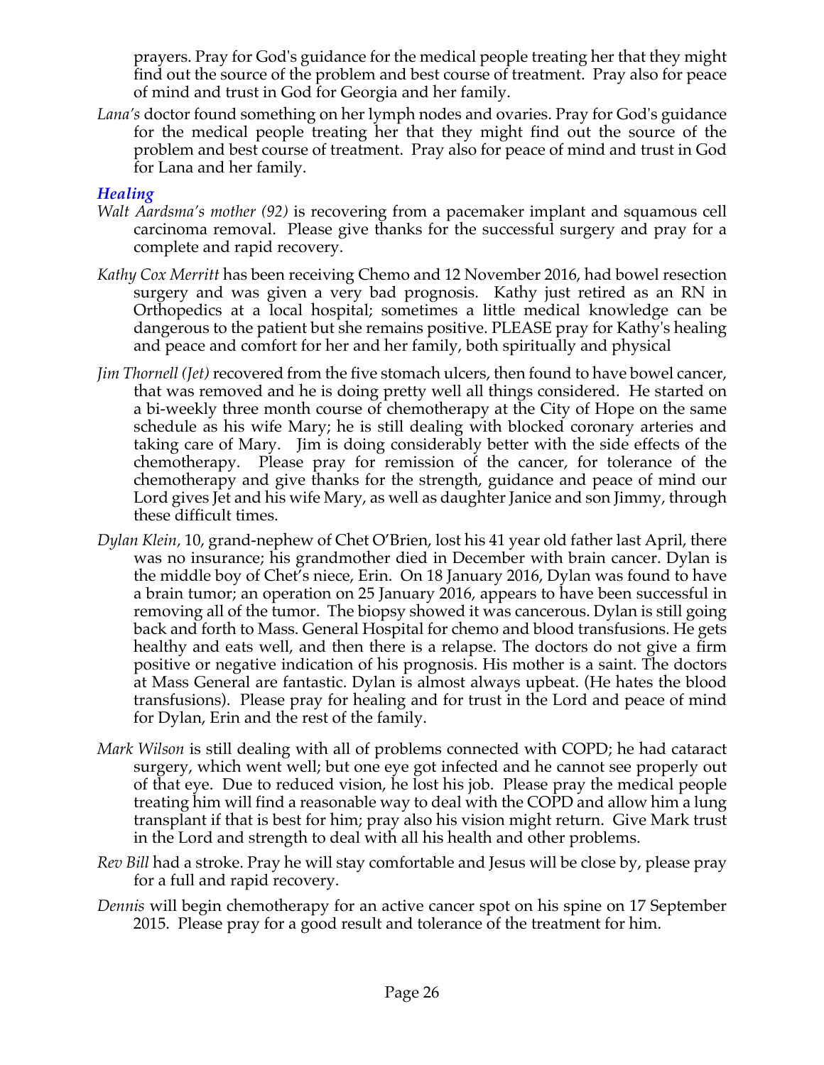prayers. Pray for God's guidance for the medical people treating her that they might find out the source of the problem and best course of treatment. Pray also for peace of mind and trust in God for Georgia and her family.

*Lana's* doctor found something on her lymph nodes and ovaries. Pray for God's guidance for the medical people treating her that they might find out the source of the problem and best course of treatment. Pray also for peace of mind and trust in God for Lana and her family.

### *Healing*

*Walt Aardsma's mother (92)* is recovering from a pacemaker implant and squamous cell carcinoma removal. Please give thanks for the successful surgery and pray for a complete and rapid recovery.

*Kathy Cox Merritt* has been receiving Chemo and 12 November 2016, had bowel resection surgery and was given a very bad prognosis. Kathy just retired as an RN in Orthopedics at a local hospital; sometimes a little medical knowledge can be dangerous to the patient but she remains positive. PLEASE pray for Kathy's healing and peace and comfort for her and her family, both spiritually and physical

*Jim Thornell (Jet)* recovered from the five stomach ulcers, then found to have bowel cancer, that was removed and he is doing pretty well all things considered. He started on a bi-weekly three month course of chemotherapy at the City of Hope on the same schedule as his wife Mary; he is still dealing with blocked coronary arteries and taking care of Mary. Jim is doing considerably better with the side effects of the chemotherapy. Please pray for remission of the cancer, for tolerance of the chemotherapy and give thanks for the strength, guidance and peace of mind our Lord gives Jet and his wife Mary, as well as daughter Janice and son Jimmy, through these difficult times.

*Dylan Klein,* 10, grand-nephew of Chet O'Brien, lost his 41 year old father last April, there was no insurance; his grandmother died in December with brain cancer. Dylan is the middle boy of Chet's niece, Erin. On 18 January 2016, Dylan was found to have a brain tumor; an operation on 25 January 2016, appears to have been successful in removing all of the tumor. The biopsy showed it was cancerous. Dylan is still going back and forth to Mass. General Hospital for chemo and blood transfusions. He gets healthy and eats well, and then there is a relapse. The doctors do not give a firm positive or negative indication of his prognosis. His mother is a saint. The doctors at Mass General are fantastic. Dylan is almost always upbeat. (He hates the blood transfusions). Please pray for healing and for trust in the Lord and peace of mind for Dylan, Erin and the rest of the family.

*Mark Wilson* is still dealing with all of problems connected with COPD; he had cataract surgery, which went well; but one eye got infected and he cannot see properly out of that eye. Due to reduced vision, he lost his job. Please pray the medical people treating him will find a reasonable way to deal with the COPD and allow him a lung transplant if that is best for him; pray also his vision might return. Give Mark trust in the Lord and strength to deal with all his health and other problems.

*Rev Bill* had a stroke. Pray he will stay comfortable and Jesus will be close by, please pray for a full and rapid recovery.

*Dennis* will begin chemotherapy for an active cancer spot on his spine on 17 September 2015. Please pray for a good result and tolerance of the treatment for him.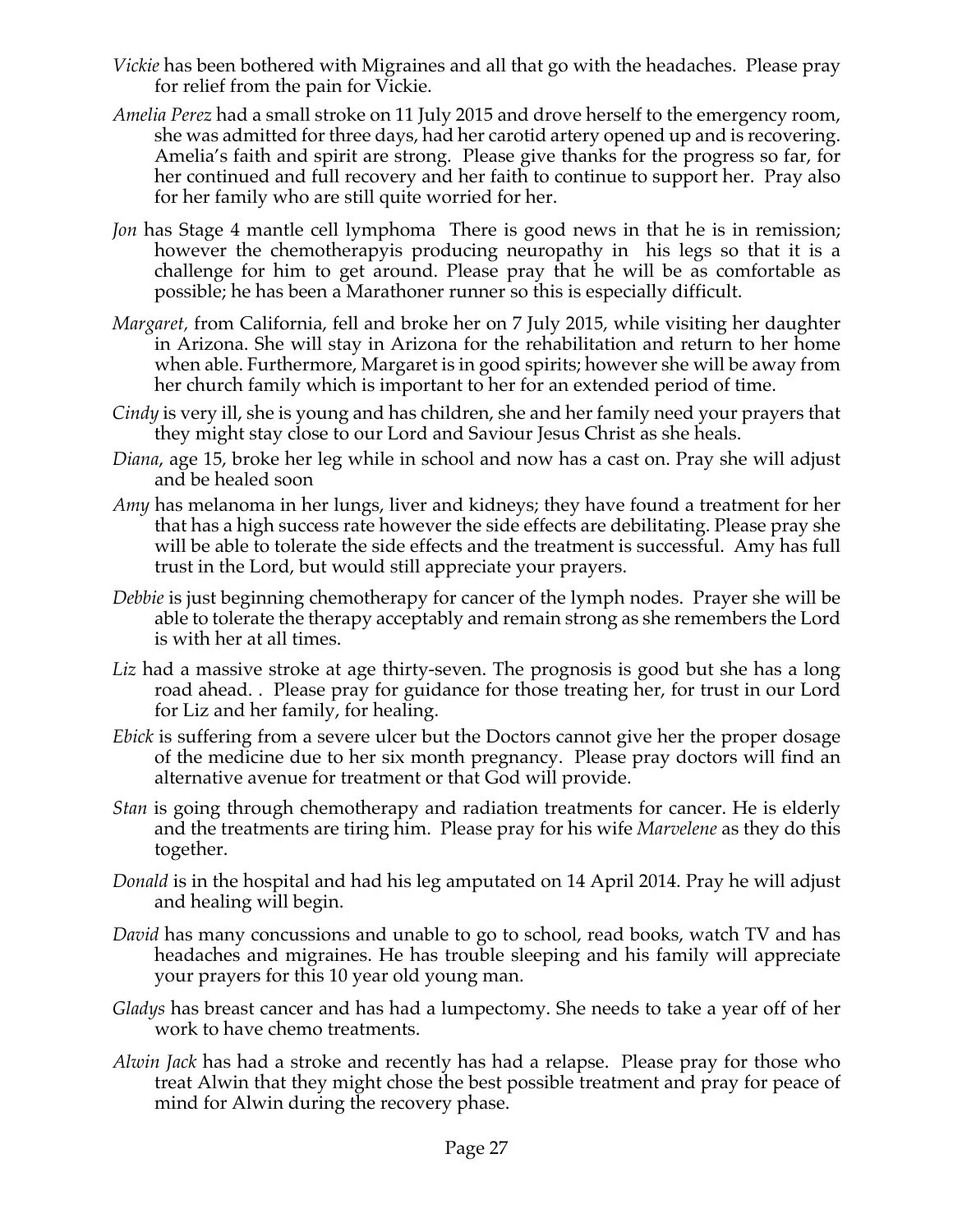*Vickie* has been bothered with Migraines and all that go with the headaches. Please pray for relief from the pain for Vickie.

*Amelia Perez* had a small stroke on 11 July 2015 and drove herself to the emergency room, she was admitted for three days, had her carotid artery opened up and is recovering. Amelia's faith and spirit are strong. Please give thanks for the progress so far, for her continued and full recovery and her faith to continue to support her. Pray also for her family who are still quite worried for her.

*Jon* has Stage 4 mantle cell lymphoma There is good news in that he is in remission; however the chemotherapyis producing neuropathy in his legs so that it is a challenge for him to get around. Please pray that he will be as comfortable as possible; he has been a Marathoner runner so this is especially difficult.

*Margaret,* from California, fell and broke her on 7 July 2015, while visiting her daughter in Arizona. She will stay in Arizona for the rehabilitation and return to her home when able. Furthermore, Margaret is in good spirits; however she will be away from her church family which is important to her for an extended period of time.

*Cindy* is very ill, she is young and has children, she and her family need your prayers that they might stay close to our Lord and Saviour Jesus Christ as she heals.

*Diana*, age 15, broke her leg while in school and now has a cast on. Pray she will adjust and be healed soon

*Amy* has melanoma in her lungs, liver and kidneys; they have found a treatment for her that has a high success rate however the side effects are debilitating. Please pray she will be able to tolerate the side effects and the treatment is successful. Amy has full trust in the Lord, but would still appreciate your prayers.

*Debbie* is just beginning chemotherapy for cancer of the lymph nodes. Prayer she will be able to tolerate the therapy acceptably and remain strong as she remembers the Lord is with her at all times.

*Liz* had a massive stroke at age thirty-seven. The prognosis is good but she has a long road ahead. . Please pray for guidance for those treating her, for trust in our Lord for Liz and her family, for healing.

*Ebick* is suffering from a severe ulcer but the Doctors cannot give her the proper dosage of the medicine due to her six month pregnancy. Please pray doctors will find an alternative avenue for treatment or that God will provide.

*Stan* is going through chemotherapy and radiation treatments for cancer. He is elderly and the treatments are tiring him. Please pray for his wife *Marvelene* as they do this together.

*Donald* is in the hospital and had his leg amputated on 14 April 2014. Pray he will adjust and healing will begin.

*David* has many concussions and unable to go to school, read books, watch TV and has headaches and migraines. He has trouble sleeping and his family will appreciate your prayers for this 10 year old young man.

*Gladys* has breast cancer and has had a lumpectomy. She needs to take a year off of her work to have chemo treatments.

*Alwin Jack* has had a stroke and recently has had a relapse. Please pray for those who treat Alwin that they might chose the best possible treatment and pray for peace of mind for Alwin during the recovery phase.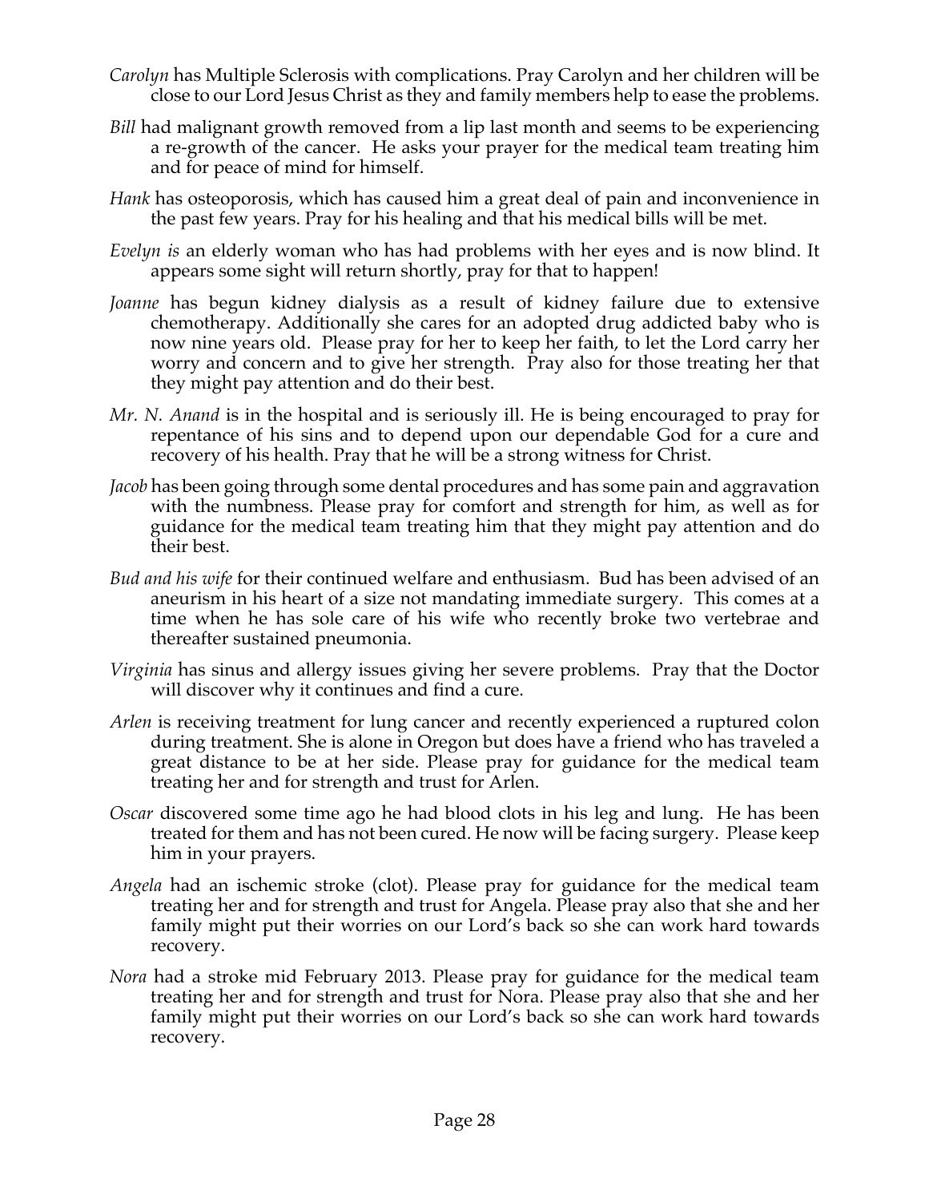*Carolyn* has Multiple Sclerosis with complications. Pray Carolyn and her children will be close to our Lord Jesus Christ as they and family members help to ease the problems.

*Bill* had malignant growth removed from a lip last month and seems to be experiencing a re-growth of the cancer. He asks your prayer for the medical team treating him and for peace of mind for himself.

*Hank* has osteoporosis, which has caused him a great deal of pain and inconvenience in the past few years. Pray for his healing and that his medical bills will be met.

*Evelyn is* an elderly woman who has had problems with her eyes and is now blind. It appears some sight will return shortly, pray for that to happen!

*Joanne* has begun kidney dialysis as a result of kidney failure due to extensive chemotherapy. Additionally she cares for an adopted drug addicted baby who is now nine years old. Please pray for her to keep her faith, to let the Lord carry her worry and concern and to give her strength. Pray also for those treating her that they might pay attention and do their best.

*Mr. N. Anand* is in the hospital and is seriously ill. He is being encouraged to pray for repentance of his sins and to depend upon our dependable God for a cure and recovery of his health. Pray that he will be a strong witness for Christ.

*Jacob* has been going through some dental procedures and has some pain and aggravation with the numbness. Please pray for comfort and strength for him, as well as for guidance for the medical team treating him that they might pay attention and do their best.

*Bud and his wife* for their continued welfare and enthusiasm. Bud has been advised of an aneurism in his heart of a size not mandating immediate surgery. This comes at a time when he has sole care of his wife who recently broke two vertebrae and thereafter sustained pneumonia.

*Virginia* has sinus and allergy issues giving her severe problems. Pray that the Doctor will discover why it continues and find a cure.

*Arlen* is receiving treatment for lung cancer and recently experienced a ruptured colon during treatment. She is alone in Oregon but does have a friend who has traveled a great distance to be at her side. Please pray for guidance for the medical team treating her and for strength and trust for Arlen.

*Oscar* discovered some time ago he had blood clots in his leg and lung. He has been treated for them and has not been cured. He now will be facing surgery. Please keep him in your prayers.

*Angela* had an ischemic stroke (clot). Please pray for guidance for the medical team treating her and for strength and trust for Angela. Please pray also that she and her family might put their worries on our Lord's back so she can work hard towards recovery.

*Nora* had a stroke mid February 2013. Please pray for guidance for the medical team treating her and for strength and trust for Nora. Please pray also that she and her family might put their worries on our Lord's back so she can work hard towards recovery.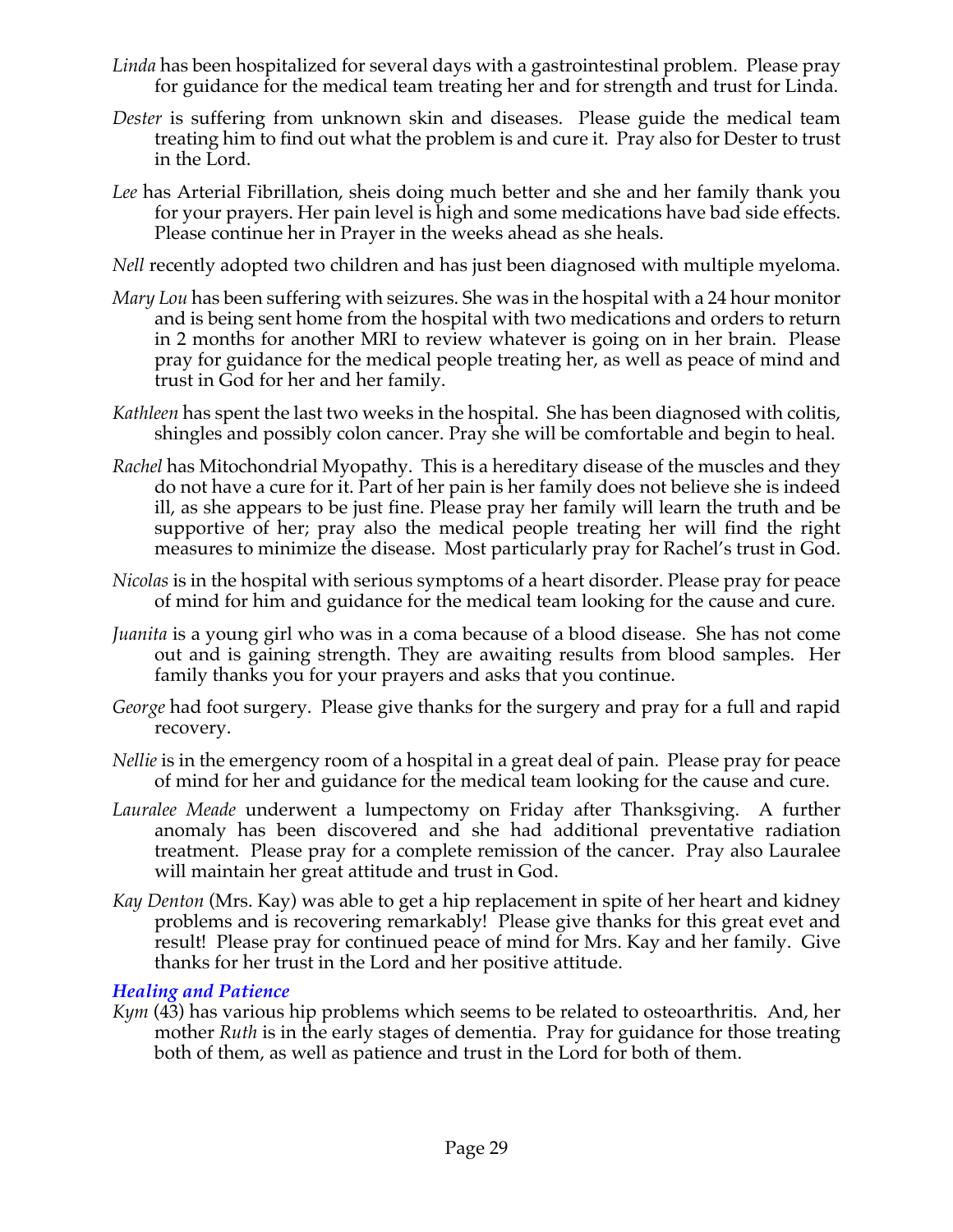*Linda* has been hospitalized for several days with a gastrointestinal problem. Please pray for guidance for the medical team treating her and for strength and trust for Linda.

*Dester* is suffering from unknown skin and diseases. Please guide the medical team treating him to find out what the problem is and cure it. Pray also for Dester to trust in the Lord.

*Lee* has Arterial Fibrillation, sheis doing much better and she and her family thank you for your prayers. Her pain level is high and some medications have bad side effects. Please continue her in Prayer in the weeks ahead as she heals.

*Nell* recently adopted two children and has just been diagnosed with multiple myeloma.

*Mary Lou* has been suffering with seizures. She was in the hospital with a 24 hour monitor and is being sent home from the hospital with two medications and orders to return in 2 months for another MRI to review whatever is going on in her brain. Please pray for guidance for the medical people treating her, as well as peace of mind and trust in God for her and her family.

*Kathleen* has spent the last two weeks in the hospital. She has been diagnosed with colitis, shingles and possibly colon cancer. Pray she will be comfortable and begin to heal.

*Rachel* has Mitochondrial Myopathy. This is a hereditary disease of the muscles and they do not have a cure for it. Part of her pain is her family does not believe she is indeed ill, as she appears to be just fine. Please pray her family will learn the truth and be supportive of her; pray also the medical people treating her will find the right measures to minimize the disease. Most particularly pray for Rachel's trust in God.

*Nicolas* is in the hospital with serious symptoms of a heart disorder. Please pray for peace of mind for him and guidance for the medical team looking for the cause and cure.

*Juanita* is a young girl who was in a coma because of a blood disease. She has not come out and is gaining strength. They are awaiting results from blood samples. Her family thanks you for your prayers and asks that you continue.

*George* had foot surgery. Please give thanks for the surgery and pray for a full and rapid recovery.

*Nellie* is in the emergency room of a hospital in a great deal of pain. Please pray for peace of mind for her and guidance for the medical team looking for the cause and cure.

*Lauralee Meade* underwent a lumpectomy on Friday after Thanksgiving. A further anomaly has been discovered and she had additional preventative radiation treatment. Please pray for a complete remission of the cancer. Pray also Lauralee will maintain her great attitude and trust in God.

*Kay Denton* (Mrs. Kay) was able to get a hip replacement in spite of her heart and kidney problems and is recovering remarkably! Please give thanks for this great evet and result! Please pray for continued peace of mind for Mrs. Kay and her family. Give thanks for her trust in the Lord and her positive attitude.

### *Healing and Patience*

*Kym* (43) has various hip problems which seems to be related to osteoarthritis. And, her mother *Ruth* is in the early stages of dementia. Pray for guidance for those treating both of them, as well as patience and trust in the Lord for both of them.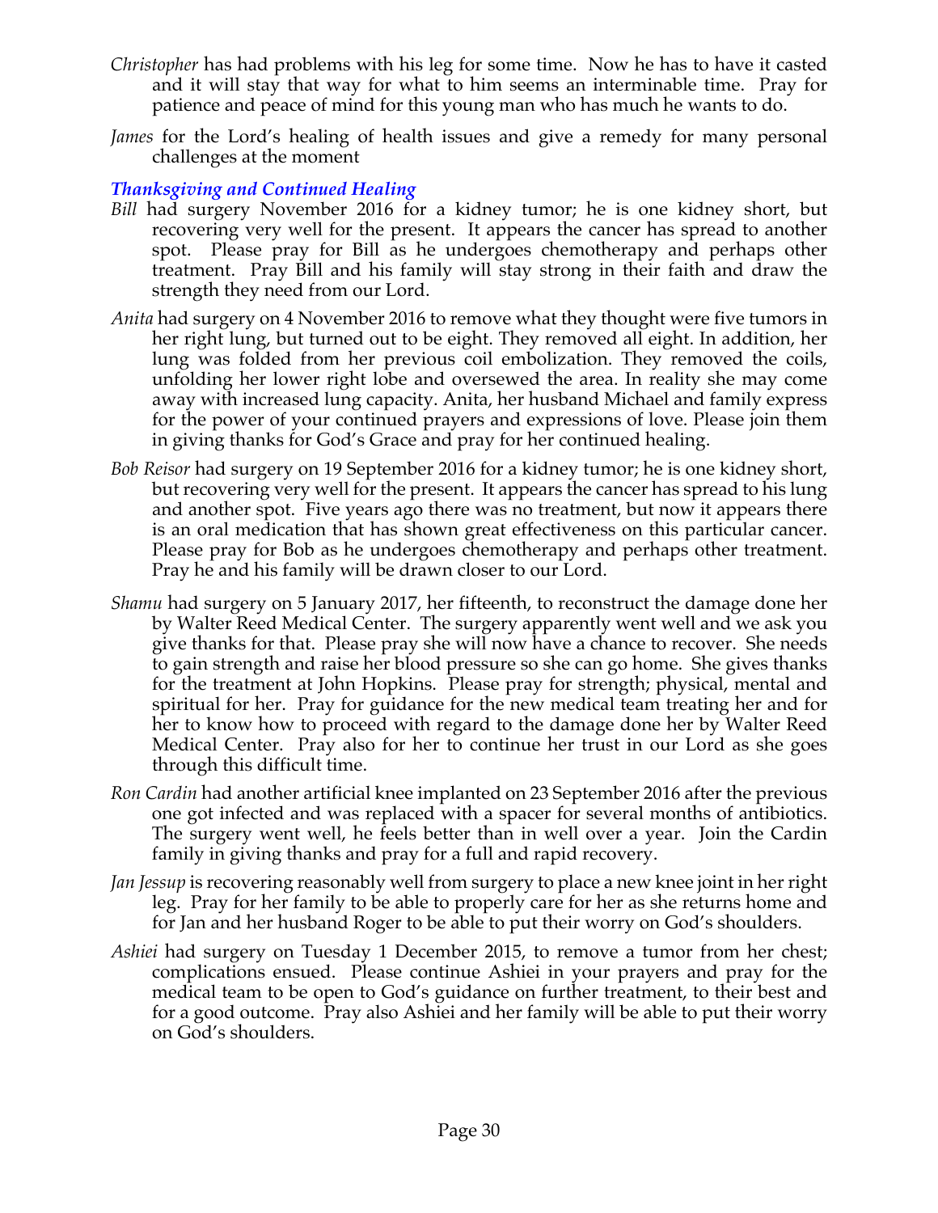*Christopher* has had problems with his leg for some time. Now he has to have it casted and it will stay that way for what to him seems an interminable time. Pray for patience and peace of mind for this young man who has much he wants to do.

*James* for the Lord's healing of health issues and give a remedy for many personal challenges at the moment

### *Thanksgiving and Continued Healing*

*Bill* had surgery November 2016 for a kidney tumor; he is one kidney short, but recovering very well for the present. It appears the cancer has spread to another spot. Please pray for Bill as he undergoes chemotherapy and perhaps other treatment. Pray Bill and his family will stay strong in their faith and draw the strength they need from our Lord.

*Anita* had surgery on 4 November 2016 to remove what they thought were five tumors in her right lung, but turned out to be eight. They removed all eight. In addition, her lung was folded from her previous coil embolization. They removed the coils, unfolding her lower right lobe and oversewed the area. In reality she may come away with increased lung capacity. Anita, her husband Michael and family express for the power of your continued prayers and expressions of love. Please join them in giving thanks for God's Grace and pray for her continued healing.

*Bob Reisor* had surgery on 19 September 2016 for a kidney tumor; he is one kidney short, but recovering very well for the present. It appears the cancer has spread to his lung and another spot. Five years ago there was no treatment, but now it appears there is an oral medication that has shown great effectiveness on this particular cancer. Please pray for Bob as he undergoes chemotherapy and perhaps other treatment. Pray he and his family will be drawn closer to our Lord.

*Shamu* had surgery on 5 January 2017, her fifteenth, to reconstruct the damage done her by Walter Reed Medical Center. The surgery apparently went well and we ask you give thanks for that. Please pray she will now have a chance to recover. She needs to gain strength and raise her blood pressure so she can go home. She gives thanks for the treatment at John Hopkins. Please pray for strength; physical, mental and spiritual for her. Pray for guidance for the new medical team treating her and for her to know how to proceed with regard to the damage done her by Walter Reed Medical Center. Pray also for her to continue her trust in our Lord as she goes through this difficult time.

*Ron Cardin* had another artificial knee implanted on 23 September 2016 after the previous one got infected and was replaced with a spacer for several months of antibiotics. The surgery went well, he feels better than in well over a year. Join the Cardin family in giving thanks and pray for a full and rapid recovery.

*Jan Jessup* is recovering reasonably well from surgery to place a new knee joint in her right leg. Pray for her family to be able to properly care for her as she returns home and for Jan and her husband Roger to be able to put their worry on God's shoulders.

*Ashiei* had surgery on Tuesday 1 December 2015, to remove a tumor from her chest; complications ensued. Please continue Ashiei in your prayers and pray for the medical team to be open to God's guidance on further treatment, to their best and for a good outcome. Pray also Ashiei and her family will be able to put their worry on God's shoulders.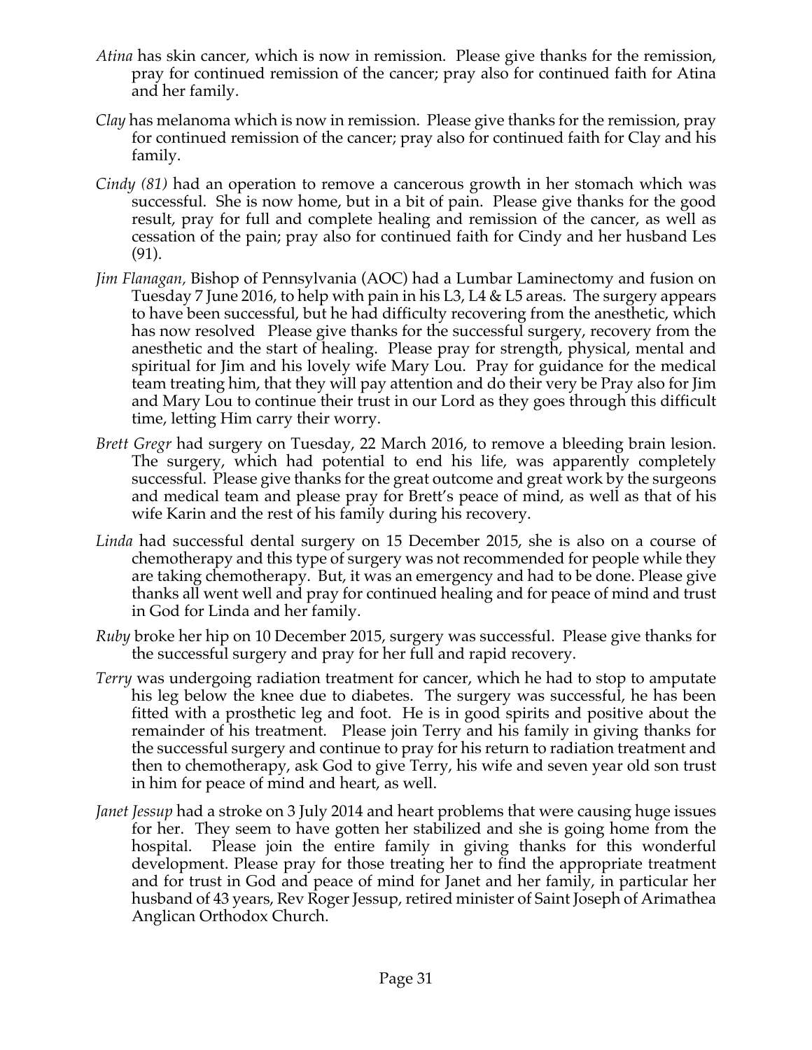*Atina* has skin cancer, which is now in remission. Please give thanks for the remission, pray for continued remission of the cancer; pray also for continued faith for Atina and her family.

*Clay* has melanoma which is now in remission. Please give thanks for the remission, pray for continued remission of the cancer; pray also for continued faith for Clay and his family.

*Cindy (81)* had an operation to remove a cancerous growth in her stomach which was successful. She is now home, but in a bit of pain. Please give thanks for the good result, pray for full and complete healing and remission of the cancer, as well as cessation of the pain; pray also for continued faith for Cindy and her husband Les (91).

*Jim Flanagan*, Bishop of Pennsylvania (AOC) had a Lumbar Laminectomy and fusion on Tuesday 7 June 2016, to help with pain in his L3, L4 & L5 areas. The surgery appears to have been successful, but he had difficulty recovering from the anesthetic, which has now resolved Please give thanks for the successful surgery, recovery from the anesthetic and the start of healing. Please pray for strength, physical, mental and spiritual for Jim and his lovely wife Mary Lou. Pray for guidance for the medical team treating him, that they will pay attention and do their very be Pray also for Jim and Mary Lou to continue their trust in our Lord as they goes through this difficult time, letting Him carry their worry.

*Brett Gregr* had surgery on Tuesday, 22 March 2016, to remove a bleeding brain lesion. The surgery, which had potential to end his life, was apparently completely successful. Please give thanks for the great outcome and great work by the surgeons and medical team and please pray for Brett's peace of mind, as well as that of his wife Karin and the rest of his family during his recovery.

*Linda* had successful dental surgery on 15 December 2015, she is also on a course of chemotherapy and this type of surgery was not recommended for people while they are taking chemotherapy. But, it was an emergency and had to be done. Please give thanks all went well and pray for continued healing and for peace of mind and trust in God for Linda and her family.

*Ruby* broke her hip on 10 December 2015, surgery was successful. Please give thanks for the successful surgery and pray for her full and rapid recovery.

*Terry* was undergoing radiation treatment for cancer, which he had to stop to amputate his leg below the knee due to diabetes. The surgery was successful, he has been fitted with a prosthetic leg and foot. He is in good spirits and positive about the remainder of his treatment. Please join Terry and his family in giving thanks for the successful surgery and continue to pray for his return to radiation treatment and then to chemotherapy, ask God to give Terry, his wife and seven year old son trust in him for peace of mind and heart, as well.

*Janet Jessup* had a stroke on 3 July 2014 and heart problems that were causing huge issues for her. They seem to have gotten her stabilized and she is going home from the hospital. Please join the entire family in giving thanks for this wonderful development. Please pray for those treating her to find the appropriate treatment and for trust in God and peace of mind for Janet and her family, in particular her husband of 43 years, Rev Roger Jessup, retired minister of Saint Joseph of Arimathea Anglican Orthodox Church.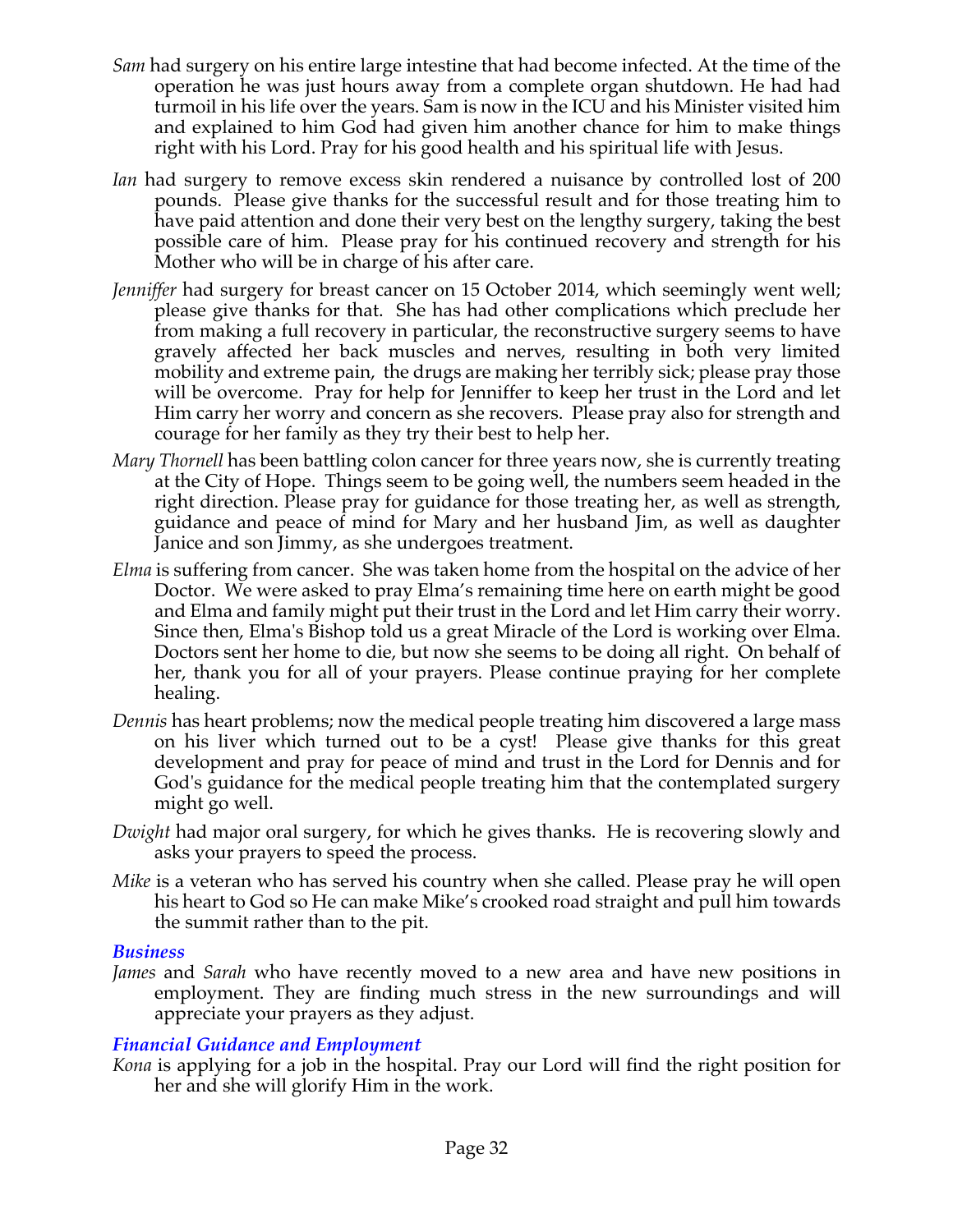*Sam* had surgery on his entire large intestine that had become infected. At the time of the operation he was just hours away from a complete organ shutdown. He had had turmoil in his life over the years. Sam is now in the ICU and his Minister visited him and explained to him God had given him another chance for him to make things right with his Lord. Pray for his good health and his spiritual life with Jesus.

*Ian* had surgery to remove excess skin rendered a nuisance by controlled lost of 200 pounds. Please give thanks for the successful result and for those treating him to have paid attention and done their very best on the lengthy surgery, taking the best possible care of him. Please pray for his continued recovery and strength for his Mother who will be in charge of his after care.

*Jenniffer* had surgery for breast cancer on 15 October 2014, which seemingly went well; please give thanks for that. She has had other complications which preclude her from making a full recovery in particular, the reconstructive surgery seems to have gravely affected her back muscles and nerves, resulting in both very limited mobility and extreme pain, the drugs are making her terribly sick; please pray those will be overcome. Pray for help for Jenniffer to keep her trust in the Lord and let Him carry her worry and concern as she recovers. Please pray also for strength and courage for her family as they try their best to help her.

*Mary Thornell* has been battling colon cancer for three years now, she is currently treating at the City of Hope. Things seem to be going well, the numbers seem headed in the right direction. Please pray for guidance for those treating her, as well as strength, guidance and peace of mind for Mary and her husband Jim, as well as daughter Janice and son Jimmy, as she undergoes treatment.

*Elma* is suffering from cancer. She was taken home from the hospital on the advice of her Doctor. We were asked to pray Elma's remaining time here on earth might be good and Elma and family might put their trust in the Lord and let Him carry their worry. Since then, Elma's Bishop told us a great Miracle of the Lord is working over Elma. Doctors sent her home to die, but now she seems to be doing all right. On behalf of her, thank you for all of your prayers. Please continue praying for her complete healing.

*Dennis* has heart problems; now the medical people treating him discovered a large mass on his liver which turned out to be a cyst! Please give thanks for this great development and pray for peace of mind and trust in the Lord for Dennis and for God's guidance for the medical people treating him that the contemplated surgery might go well.

*Dwight* had major oral surgery, for which he gives thanks. He is recovering slowly and asks your prayers to speed the process.

*Mike* is a veteran who has served his country when she called. Please pray he will open his heart to God so He can make Mike's crooked road straight and pull him towards the summit rather than to the pit.

### *Business*

*James* and *Sarah* who have recently moved to a new area and have new positions in employment. They are finding much stress in the new surroundings and will appreciate your prayers as they adjust.

### *Financial Guidance and Employment*

*Kona* is applying for a job in the hospital. Pray our Lord will find the right position for her and she will glorify Him in the work.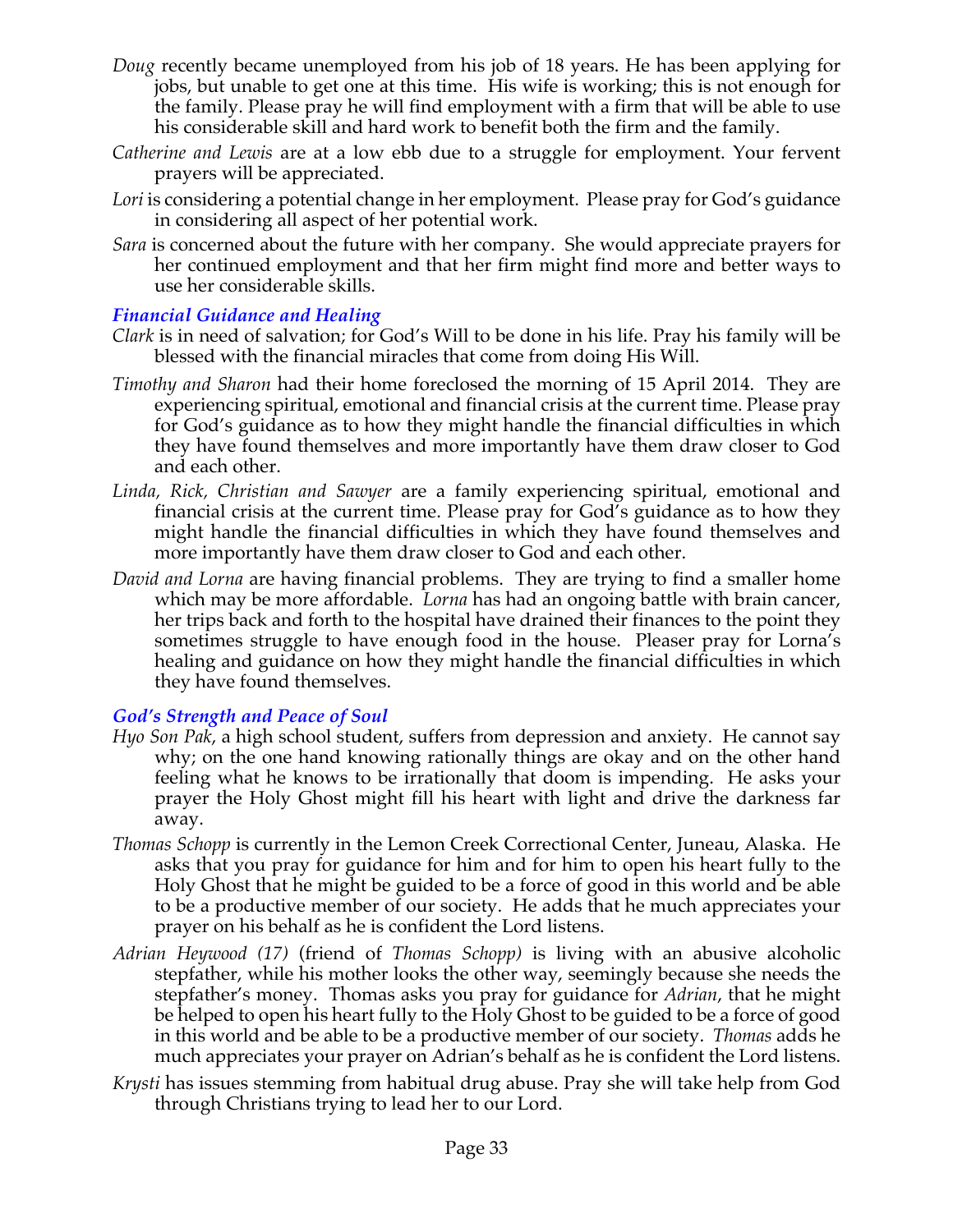*Doug* recently became unemployed from his job of 18 years. He has been applying for jobs, but unable to get one at this time. His wife is working; this is not enough for the family. Please pray he will find employment with a firm that will be able to use his considerable skill and hard work to benefit both the firm and the family.

*Catherine and Lewis* are at a low ebb due to a struggle for employment. Your fervent prayers will be appreciated.

*Lori* is considering a potential change in her employment. Please pray for God's guidance in considering all aspect of her potential work.

*Sara* is concerned about the future with her company. She would appreciate prayers for her continued employment and that her firm might find more and better ways to use her considerable skills.

### *Financial Guidance and Healing*

*Clark* is in need of salvation; for God's Will to be done in his life. Pray his family will be blessed with the financial miracles that come from doing His Will.

*Timothy and Sharon* had their home foreclosed the morning of 15 April 2014. They are experiencing spiritual, emotional and financial crisis at the current time. Please pray for God's guidance as to how they might handle the financial difficulties in which they have found themselves and more importantly have them draw closer to God and each other.

*Linda, Rick, Christian and Sawyer* are a family experiencing spiritual, emotional and financial crisis at the current time. Please pray for God's guidance as to how they might handle the financial difficulties in which they have found themselves and more importantly have them draw closer to God and each other.

*David and Lorna* are having financial problems. They are trying to find a smaller home which may be more affordable. *Lorna* has had an ongoing battle with brain cancer, her trips back and forth to the hospital have drained their finances to the point they sometimes struggle to have enough food in the house. Pleaser pray for Lorna's healing and guidance on how they might handle the financial difficulties in which they have found themselves.

### *God's Strength and Peace of Soul*

*Hyo Son Pak*, a high school student, suffers from depression and anxiety. He cannot say why; on the one hand knowing rationally things are okay and on the other hand feeling what he knows to be irrationally that doom is impending. He asks your prayer the Holy Ghost might fill his heart with light and drive the darkness far away.

*Thomas Schopp* is currently in the Lemon Creek Correctional Center, Juneau, Alaska. He asks that you pray for guidance for him and for him to open his heart fully to the Holy Ghost that he might be guided to be a force of good in this world and be able to be a productive member of our society. He adds that he much appreciates your prayer on his behalf as he is confident the Lord listens.

*Adrian Heywood (17)* (friend of *Thomas Schopp)* is living with an abusive alcoholic stepfather, while his mother looks the other way, seemingly because she needs the stepfather's money. Thomas asks you pray for guidance for *Adrian*, that he might be helped to open his heart fully to the Holy Ghost to be guided to be a force of good in this world and be able to be a productive member of our society. *Thomas* adds he much appreciates your prayer on Adrian's behalf as he is confident the Lord listens.

*Krysti* has issues stemming from habitual drug abuse. Pray she will take help from God through Christians trying to lead her to our Lord.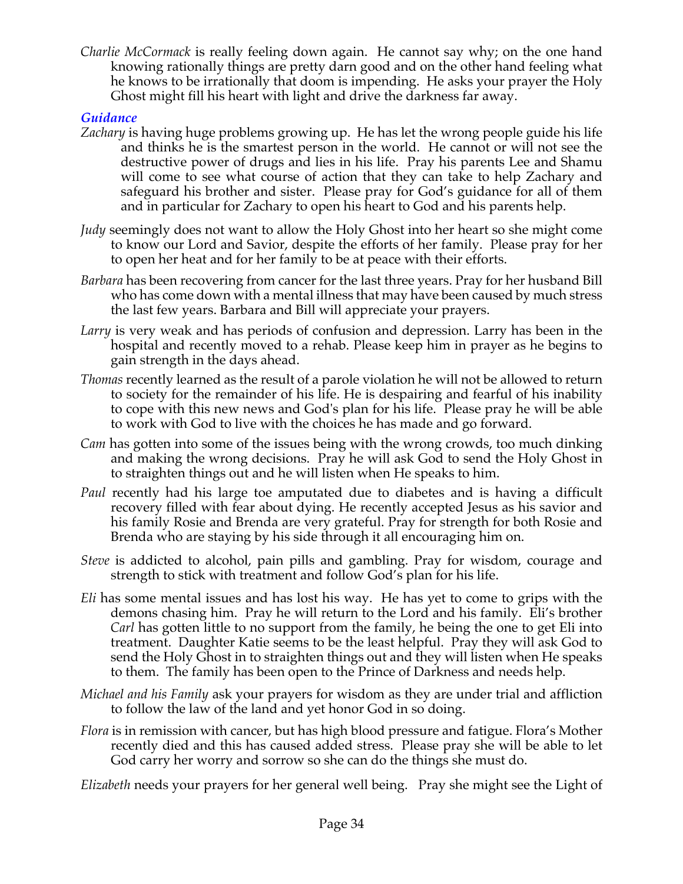*Charlie McCormack* is really feeling down again. He cannot say why; on the one hand knowing rationally things are pretty darn good and on the other hand feeling what he knows to be irrationally that doom is impending. He asks your prayer the Holy Ghost might fill his heart with light and drive the darkness far away.

### *Guidance*

*Zachary* is having huge problems growing up. He has let the wrong people guide his life and thinks he is the smartest person in the world. He cannot or will not see the destructive power of drugs and lies in his life. Pray his parents Lee and Shamu will come to see what course of action that they can take to help Zachary and safeguard his brother and sister. Please pray for God's guidance for all of them and in particular for Zachary to open his heart to God and his parents help.

*Judy* seemingly does not want to allow the Holy Ghost into her heart so she might come to know our Lord and Savior, despite the efforts of her family. Please pray for her to open her heat and for her family to be at peace with their efforts.

*Barbara* has been recovering from cancer for the last three years. Pray for her husband Bill who has come down with a mental illness that may have been caused by much stress the last few years. Barbara and Bill will appreciate your prayers.

*Larry* is very weak and has periods of confusion and depression. Larry has been in the hospital and recently moved to a rehab. Please keep him in prayer as he begins to gain strength in the days ahead.

*Thomas* recently learned as the result of a parole violation he will not be allowed to return to society for the remainder of his life. He is despairing and fearful of his inability to cope with this new news and God's plan for his life. Please pray he will be able to work with God to live with the choices he has made and go forward.

*Cam* has gotten into some of the issues being with the wrong crowds, too much dinking and making the wrong decisions. Pray he will ask God to send the Holy Ghost in to straighten things out and he will listen when He speaks to him.

*Paul* recently had his large toe amputated due to diabetes and is having a difficult recovery filled with fear about dying. He recently accepted Jesus as his savior and his family Rosie and Brenda are very grateful. Pray for strength for both Rosie and Brenda who are staying by his side through it all encouraging him on.

*Steve* is addicted to alcohol, pain pills and gambling. Pray for wisdom, courage and strength to stick with treatment and follow God's plan for his life.

*Eli* has some mental issues and has lost his way. He has yet to come to grips with the demons chasing him. Pray he will return to the Lord and his family. Eli's brother *Carl* has gotten little to no support from the family, he being the one to get Eli into treatment. Daughter Katie seems to be the least helpful. Pray they will ask God to send the Holy Ghost in to straighten things out and they will listen when He speaks to them. The family has been open to the Prince of Darkness and needs help.

*Michael and his Family* ask your prayers for wisdom as they are under trial and affliction to follow the law of the land and yet honor God in so doing.

*Flora* is in remission with cancer, but has high blood pressure and fatigue. Flora's Mother recently died and this has caused added stress. Please pray she will be able to let God carry her worry and sorrow so she can do the things she must do.

*Elizabeth* needs your prayers for her general well being. Pray she might see the Light of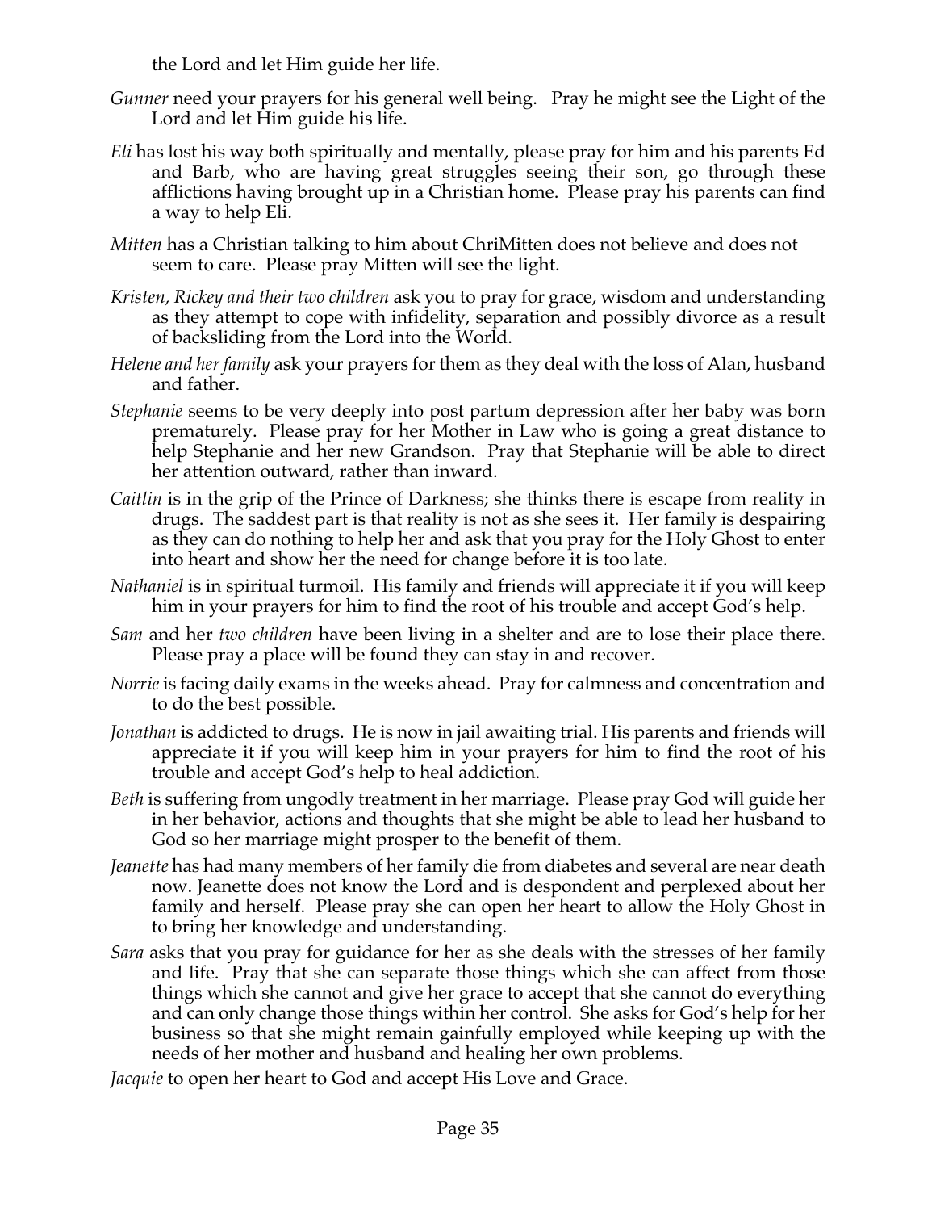the Lord and let Him guide her life.

*Gunner* need your prayers for his general well being. Pray he might see the Light of the Lord and let Him guide his life.

*Eli* has lost his way both spiritually and mentally, please pray for him and his parents Ed and Barb, who are having great struggles seeing their son, go through these afflictions having brought up in a Christian home. Please pray his parents can find a way to help Eli.

*Mitten* has a Christian talking to him about ChriMitten does not believe and does not seem to care. Please pray Mitten will see the light.

*Kristen, Rickey and their two children* ask you to pray for grace, wisdom and understanding as they attempt to cope with infidelity, separation and possibly divorce as a result of backsliding from the Lord into the World.

*Helene and her family* ask your prayers for them as they deal with the loss of Alan, husband and father.

*Stephanie* seems to be very deeply into post partum depression after her baby was born prematurely. Please pray for her Mother in Law who is going a great distance to help Stephanie and her new Grandson. Pray that Stephanie will be able to direct her attention outward, rather than inward.

*Caitlin* is in the grip of the Prince of Darkness; she thinks there is escape from reality in drugs. The saddest part is that reality is not as she sees it. Her family is despairing as they can do nothing to help her and ask that you pray for the Holy Ghost to enter into heart and show her the need for change before it is too late.

*Nathaniel* is in spiritual turmoil. His family and friends will appreciate it if you will keep him in your prayers for him to find the root of his trouble and accept God's help.

*Sam* and her *two children* have been living in a shelter and are to lose their place there. Please pray a place will be found they can stay in and recover.

*Norrie* is facing daily exams in the weeks ahead. Pray for calmness and concentration and to do the best possible.

*Jonathan* is addicted to drugs. He is now in jail awaiting trial. His parents and friends will appreciate it if you will keep him in your prayers for him to find the root of his trouble and accept God's help to heal addiction.

*Beth* is suffering from ungodly treatment in her marriage. Please pray God will guide her in her behavior, actions and thoughts that she might be able to lead her husband to God so her marriage might prosper to the benefit of them.

*Jeanette* has had many members of her family die from diabetes and several are near death now. Jeanette does not know the Lord and is despondent and perplexed about her family and herself. Please pray she can open her heart to allow the Holy Ghost in to bring her knowledge and understanding.

*Sara* asks that you pray for guidance for her as she deals with the stresses of her family and life. Pray that she can separate those things which she can affect from those things which she cannot and give her grace to accept that she cannot do everything and can only change those things within her control. She asks for God's help for her business so that she might remain gainfully employed while keeping up with the needs of her mother and husband and healing her own problems.

*Jacquie* to open her heart to God and accept His Love and Grace.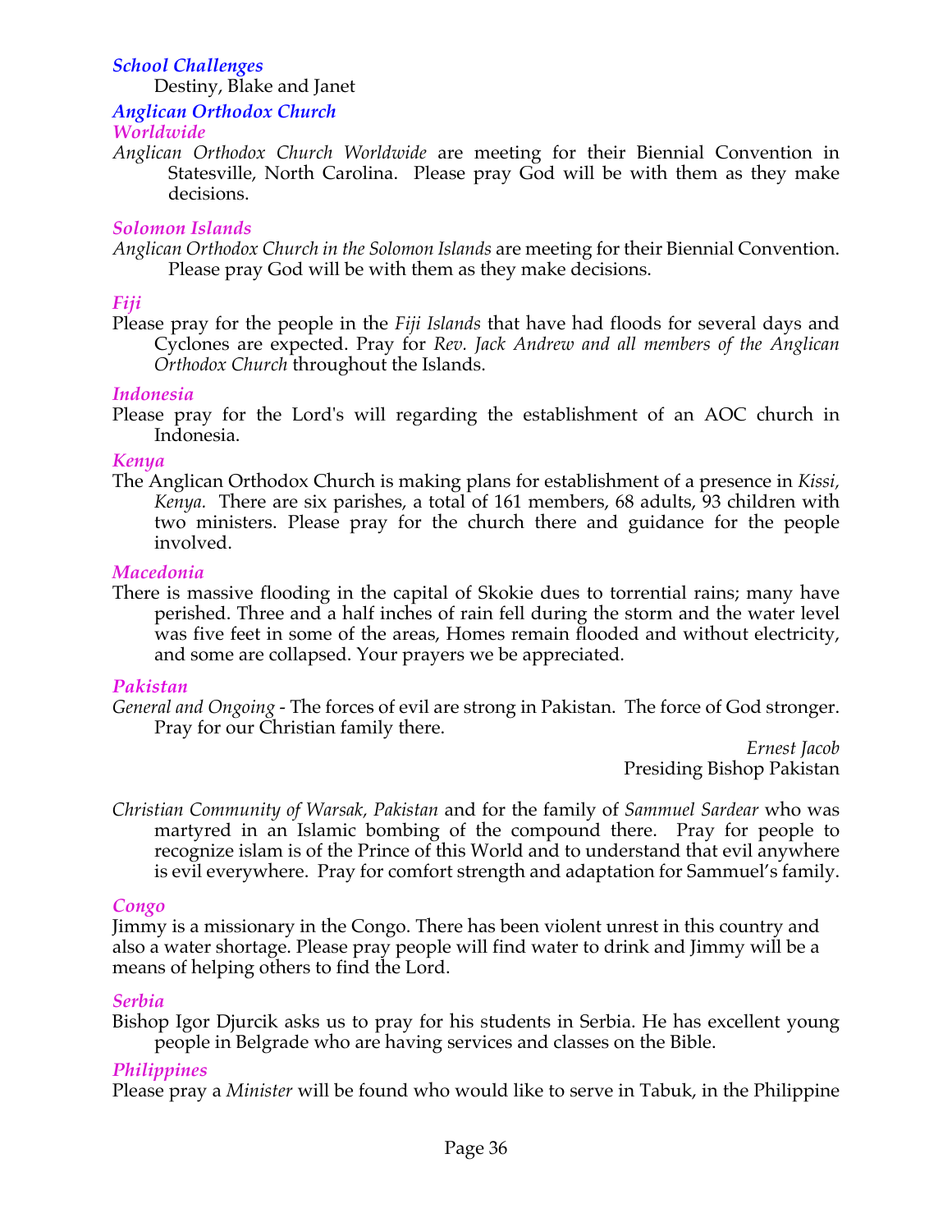### *School Challenges*

Destiny, Blake and Janet

### *Anglican Orthodox Church*

#### *Worldwide*

*Anglican Orthodox Church Worldwide* are meeting for their Biennial Convention in Statesville, North Carolina. Please pray God will be with them as they make decisions.

#### *Solomon Islands*

*Anglican Orthodox Church in the Solomon Islands* are meeting for their Biennial Convention. Please pray God will be with them as they make decisions.

#### *Fiji*

Please pray for the people in the *Fiji Islands* that have had floods for several days and Cyclones are expected. Pray for *Rev. Jack Andrew and all members of the Anglican Orthodox Church* throughout the Islands.

#### *Indonesia*

Please pray for the Lord's will regarding the establishment of an AOC church in Indonesia.

#### *Kenya*

The Anglican Orthodox Church is making plans for establishment of a presence in *Kissi, Kenya.* There are six parishes, a total of 161 members, 68 adults, 93 children with two ministers. Please pray for the church there and guidance for the people involved.

#### *Macedonia*

There is massive flooding in the capital of Skokie dues to torrential rains; many have perished. Three and a half inches of rain fell during the storm and the water level was five feet in some of the areas, Homes remain flooded and without electricity, and some are collapsed. Your prayers we be appreciated.

#### *Pakistan*

*General and Ongoing* - The forces of evil are strong in Pakistan. The force of God stronger. Pray for our Christian family there.

*Ernest Jacob*
Presiding Bishop Pakistan

*Christian Community of Warsak, Pakistan* and for the family of *Sammuel Sardear* who was martyred in an Islamic bombing of the compound there. Pray for people to recognize islam is of the Prince of this World and to understand that evil anywhere is evil everywhere. Pray for comfort strength and adaptation for Sammuel's family.

#### *Congo*

Jimmy is a missionary in the Congo. There has been violent unrest in this country and also a water shortage. Please pray people will find water to drink and Jimmy will be a means of helping others to find the Lord.

#### *Serbia*

Bishop Igor Djurcik asks us to pray for his students in Serbia. He has excellent young people in Belgrade who are having services and classes on the Bible.

#### *Philippines*

Please pray a *Minister* will be found who would like to serve in Tabuk, in the Philippine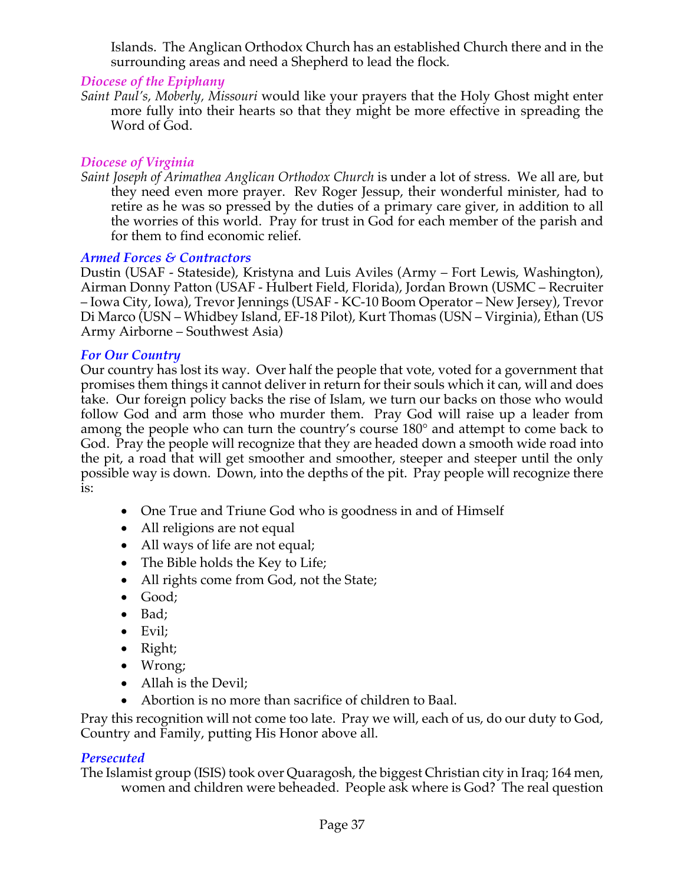Islands. The Anglican Orthodox Church has an established Church there and in the surrounding areas and need a Shepherd to lead the flock.

### *Diocese of the Epiphany*

*Saint Paul's, Moberly, Missouri* would like your prayers that the Holy Ghost might enter more fully into their hearts so that they might be more effective in spreading the Word of God.

### *Diocese of Virginia*

*Saint Joseph of Arimathea Anglican Orthodox Church* is under a lot of stress. We all are, but they need even more prayer. Rev Roger Jessup, their wonderful minister, had to retire as he was so pressed by the duties of a primary care giver, in addition to all the worries of this world. Pray for trust in God for each member of the parish and for them to find economic relief.

### *Armed Forces & Contractors*

Dustin (USAF - Stateside), Kristyna and Luis Aviles (Army – Fort Lewis, Washington), Airman Donny Patton (USAF - Hulbert Field, Florida), Jordan Brown (USMC – Recruiter – Iowa City, Iowa), Trevor Jennings (USAF - KC-10 Boom Operator – New Jersey), Trevor Di Marco (USN – Whidbey Island, EF-18 Pilot), Kurt Thomas (USN – Virginia), Ethan (US Army Airborne – Southwest Asia)

### *For Our Country*

Our country has lost its way. Over half the people that vote, voted for a government that promises them things it cannot deliver in return for their souls which it can, will and does take. Our foreign policy backs the rise of Islam, we turn our backs on those who would follow God and arm those who murder them. Pray God will raise up a leader from among the people who can turn the country's course 180° and attempt to come back to God. Pray the people will recognize that they are headed down a smooth wide road into the pit, a road that will get smoother and smoother, steeper and steeper until the only possible way is down. Down, into the depths of the pit. Pray people will recognize there is:

- One True and Triune God who is goodness in and of Himself
- All religions are not equal
- All ways of life are not equal;
- The Bible holds the Key to Life;
- All rights come from God, not the State;
- Good;
- Bad;
- Evil;
- Right;
- Wrong;
- Allah is the Devil;
- Abortion is no more than sacrifice of children to Baal.

Pray this recognition will not come too late. Pray we will, each of us, do our duty to God, Country and Family, putting His Honor above all.

### *Persecuted*

The Islamist group (ISIS) took over Quaragosh, the biggest Christian city in Iraq; 164 men, women and children were beheaded. People ask where is God? The real question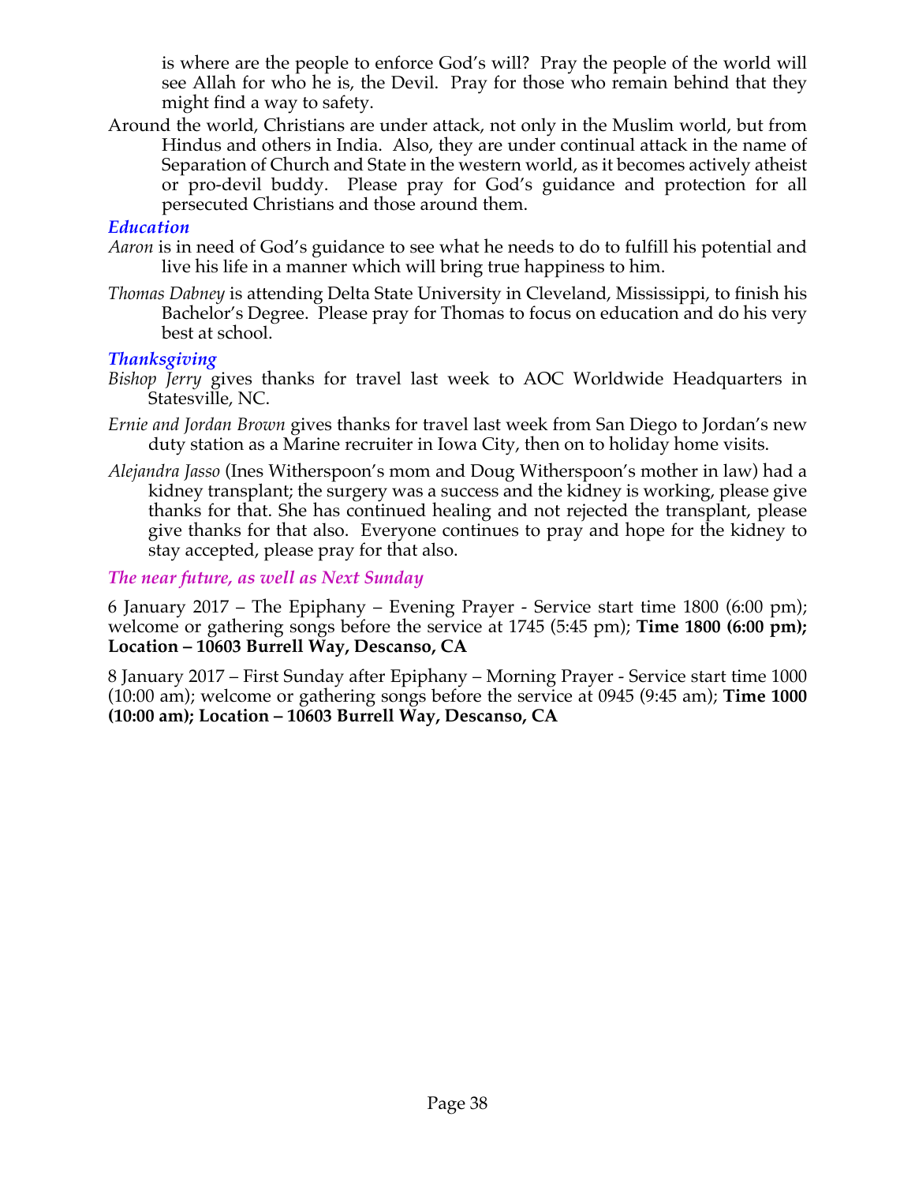is where are the people to enforce God's will? Pray the people of the world will see Allah for who he is, the Devil. Pray for those who remain behind that they might find a way to safety.

Around the world, Christians are under attack, not only in the Muslim world, but from Hindus and others in India. Also, they are under continual attack in the name of Separation of Church and State in the western world, as it becomes actively atheist or pro-devil buddy. Please pray for God's guidance and protection for all persecuted Christians and those around them.

### *Education*

*Aaron* is in need of God's guidance to see what he needs to do to fulfill his potential and live his life in a manner which will bring true happiness to him.

*Thomas Dabney* is attending Delta State University in Cleveland, Mississippi, to finish his Bachelor's Degree. Please pray for Thomas to focus on education and do his very best at school.

### *Thanksgiving*

*Bishop Jerry* gives thanks for travel last week to AOC Worldwide Headquarters in Statesville, NC.

*Ernie and Jordan Brown* gives thanks for travel last week from San Diego to Jordan's new duty station as a Marine recruiter in Iowa City, then on to holiday home visits.

*Alejandra Jasso* (Ines Witherspoon's mom and Doug Witherspoon's mother in law) had a kidney transplant; the surgery was a success and the kidney is working, please give thanks for that. She has continued healing and not rejected the transplant, please give thanks for that also. Everyone continues to pray and hope for the kidney to stay accepted, please pray for that also.

### *The near future, as well as Next Sunday*

6 January 2017 – The Epiphany – Evening Prayer - Service start time 1800 (6:00 pm); welcome or gathering songs before the service at 1745 (5:45 pm); **Time 1800 (6:00 pm); Location – 10603 Burrell Way, Descanso, CA**

8 January 2017 – First Sunday after Epiphany – Morning Prayer - Service start time 1000 (10:00 am); welcome or gathering songs before the service at 0945 (9:45 am); **Time 1000 (10:00 am); Location – 10603 Burrell Way, Descanso, CA**